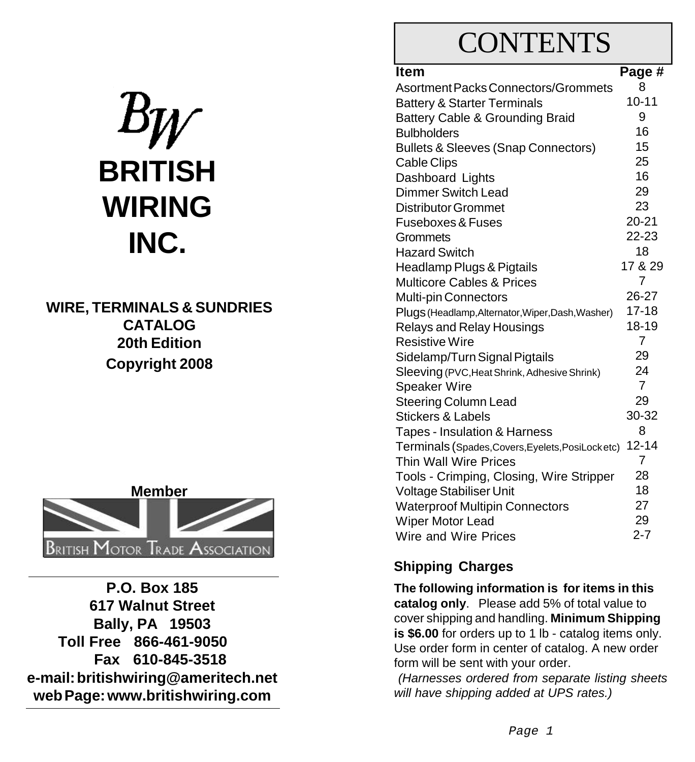BW

# BRITISH WIRING INC.

**WIRE, TERMINALS & SUNDRIES CATALOG**
**20th Edition**
**Copyright 2008**

**Member**

British Motor Trade Association

**P.O. Box 185**
**617 Walnut Street**
**Bally, PA 19503**
**Toll Free 866-461-9050**
**Fax 610-845-3518**
**e-mail: britishwiring@ameritech.net**
**web Page: www.britishwiring.com**

# CONTENTS

| Item | Page # |
|---|---|
| Asortment Packs Connectors/Grommets | 8 |
| Battery & Starter Terminals | 10-11 |
| Battery Cable & Grounding Braid | 9 |
| Bulbholders | 16 |
| Bullets & Sleeves (Snap Connectors) | 15 |
| Cable Clips | 25 |
| Dashboard Lights | 16 |
| Dimmer Switch Lead | 29 |
| Distributor Grommet | 23 |
| Fuseboxes & Fuses | 20-21 |
| Grommets | 22-23 |
| Hazard Switch | 18 |
| Headlamp Plugs & Pigtails | 17 & 29 |
| Multicore Cables & Prices | 7 |
| Multi-pin Connectors | 26-27 |
| Plugs (Headlamp,Alternator,Wiper,Dash,Washer) | 17-18 |
| Relays and Relay Housings | 18-19 |
| Resistive Wire | 7 |
| Sidelamp/Turn Signal Pigtails | 29 |
| Sleeving (PVC,Heat Shrink, Adhesive Shrink) | 24 |
| Speaker Wire | 7 |
| Steering Column Lead | 29 |
| Stickers & Labels | 30-32 |
| Tapes - Insulation & Harness | 8 |
| Terminals (Spades,Covers,Eyelets,PosiLock etc) | 12-14 |
| Thin Wall Wire Prices | 7 |
| Tools - Crimping, Closing, Wire Stripper | 28 |
| Voltage Stabiliser Unit | 18 |
| Waterproof Multipin Connectors | 27 |
| Wiper Motor Lead | 29 |
| Wire and Wire Prices | 2-7 |

## Shipping Charges

**The following information is for items in this catalog only**. Please add 5% of total value to cover shipping and handling. **Minimum Shipping is $6.00** for orders up to 1 lb - catalog items only. Use order form in center of catalog. A new order form will be sent with your order.

*(Harnesses ordered from separate listing sheets will have shipping added at UPS rates.)*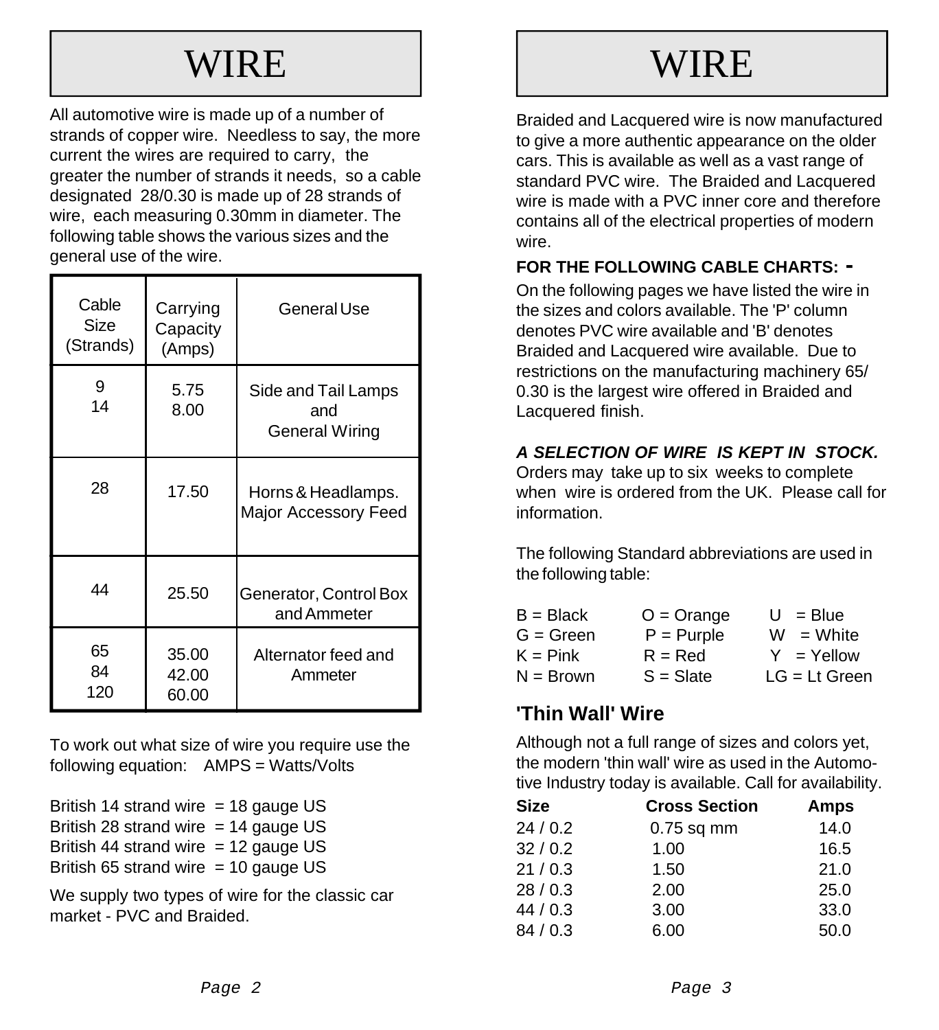# WIRE

All automotive wire is made up of a number of strands of copper wire. Needless to say, the more current the wires are required to carry, the greater the number of strands it needs, so a cable designated 28/0.30 is made up of 28 strands of wire, each measuring 0.30mm in diameter. The following table shows the various sizes and the general use of the wire.

| Cable Size (Strands) | Carrying Capacity (Amps) | General Use |
|---|---|---|
| 9<br>14 | 5.75<br>8.00 | Side and Tail Lamps and General Wiring |
| 28 | 17.50 | Horns & Headlamps. Major Accessory Feed |
| 44 | 25.50 | Generator, Control Box and Ammeter |
| 65<br>84<br>120 | 35.00<br>42.00<br>60.00 | Alternator feed and Ammeter |

To work out what size of wire you require use the following equation: AMPS = Watts/Volts

British 14 strand wire = 18 gauge US
British 28 strand wire = 14 gauge US
British 44 strand wire = 12 gauge US
British 65 strand wire = 10 gauge US

We supply two types of wire for the classic car market - PVC and Braided.

# WIRE

Braided and Lacquered wire is now manufactured to give a more authentic appearance on the older cars. This is available as well as a vast range of standard PVC wire. The Braided and Lacquered wire is made with a PVC inner core and therefore contains all of the electrical properties of modern wire.

**FOR THE FOLLOWING CABLE CHARTS: -**

On the following pages we have listed the wire in the sizes and colors available. The 'P' column denotes PVC wire available and 'B' denotes Braided and Lacquered wire available. Due to restrictions on the manufacturing machinery 65/0.30 is the largest wire offered in Braided and Lacquered finish.

***A SELECTION OF WIRE IS KEPT IN STOCK.***
Orders may take up to six weeks to complete when wire is ordered from the UK. Please call for information.

The following Standard abbreviations are used in the following table:

| | | |
|---|---|---|
| B = Black | O = Orange | U = Blue |
| G = Green | P = Purple | W = White |
| K = Pink | R = Red | Y = Yellow |
| N = Brown | S = Slate | LG = Lt Green |

## 'Thin Wall' Wire

Although not a full range of sizes and colors yet, the modern 'thin wall' wire as used in the Automotive Industry today is available. Call for availability.

| Size | Cross Section | Amps |
|---|---|---|
| 24 / 0.2 | 0.75 sq mm | 14.0 |
| 32 / 0.2 | 1.00 | 16.5 |
| 21 / 0.3 | 1.50 | 21.0 |
| 28 / 0.3 | 2.00 | 25.0 |
| 44 / 0.3 | 3.00 | 33.0 |
| 84 / 0.3 | 6.00 | 50.0 |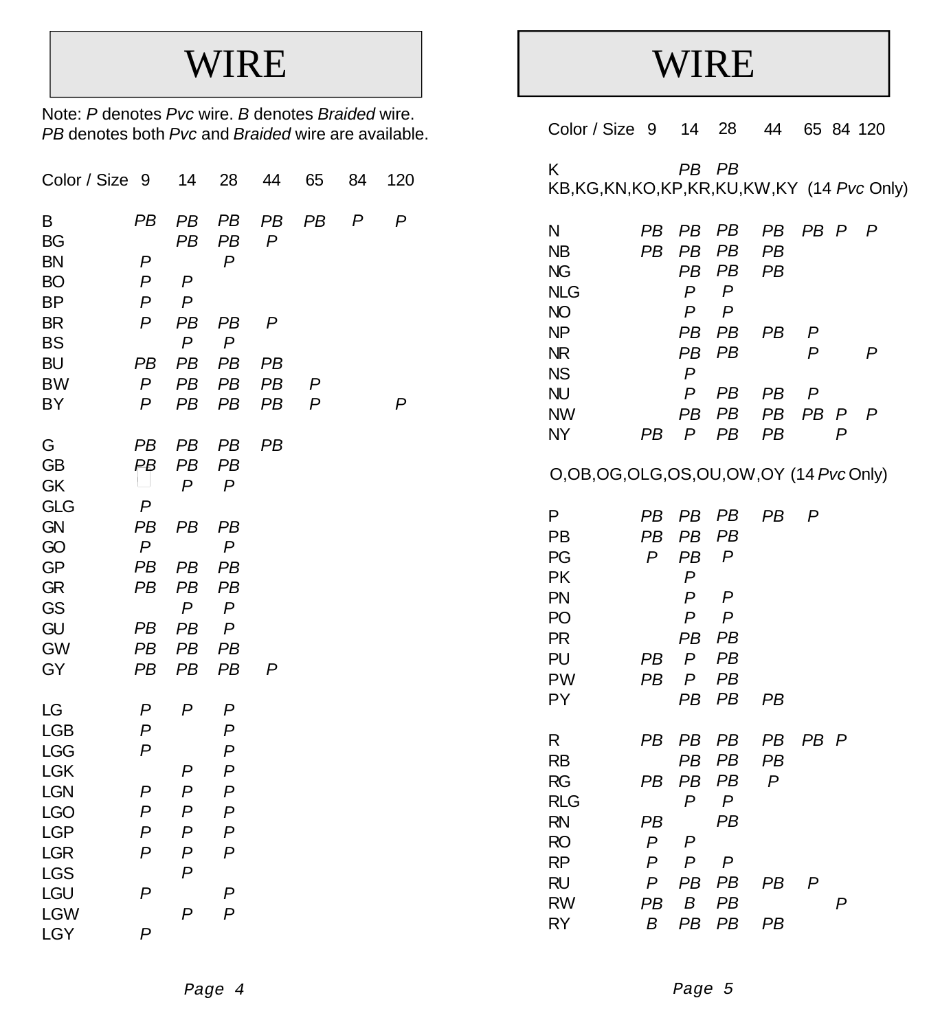# WIRE

Note: *P* denotes *Pvc* wire. *B* denotes *Braided* wire.
*PB* denotes both *Pvc* and *Braided* wire are available.

| Color / Size | 9 | 14 | 28 | 44 | 65 | 84 | 120 |
|---|---|---|---|---|---|---|---|
| B | *PB* | *PB* | *PB* | *PB* | *PB* | *P* | *P* |
| BG | | *PB* | *PB* | *P* | | | |
| BN | *P* | | *P* | | | | |
| BO | *P* | *P* | | | | | |
| BP | *P* | *P* | | | | | |
| BR | *P* | *PB* | *PB* | *P* | | | |
| BS | | *P* | *P* | | | | |
| BU | *PB* | *PB* | *PB* | *PB* | | | |
| BW | *P* | *PB* | *PB* | *PB* | *P* | | |
| BY | *P* | *PB* | *PB* | *PB* | *P* | | *P* |
| G | *PB* | *PB* | *PB* | *PB* | | | |
| GB | *PB* | *PB* | *PB* | | | | |
| GK | | *P* | *P* | | | | |
| GLG | *P* | | | | | | |
| GN | *PB* | *PB* | *PB* | | | | |
| GO | *P* | | *P* | | | | |
| GP | *PB* | *PB* | *PB* | | | | |
| GR | *PB* | *PB* | *PB* | | | | |
| GS | | *P* | *P* | | | | |
| GU | *PB* | *PB* | *P* | | | | |
| GW | *PB* | *PB* | *PB* | | | | |
| GY | *PB* | *PB* | *PB* | *P* | | | |
| LG | *P* | *P* | *P* | | | | |
| LGB | *P* | | *P* | | | | |
| LGG | *P* | | *P* | | | | |
| LGK | | *P* | *P* | | | | |
| LGN | *P* | *P* | *P* | | | | |
| LGO | *P* | *P* | *P* | | | | |
| LGP | *P* | *P* | *P* | | | | |
| LGR | *P* | *P* | *P* | | | | |
| LGS | | *P* | | | | | |
| LGU | *P* | | *P* | | | | |
| LGW | | *P* | *P* | | | | |
| LGY | *P* | | | | | | |

# WIRE

| Color / Size | 9 | 14 | 28 | 44 | 65 | 84 | 120 |
|---|---|---|---|---|---|---|---|
| K | | *PB* | *PB* | | | | |
| KB,KG,KN,KO,KP,KR,KU,KW,KY (14 *Pvc* Only) | | | | | | | |
| N | *PB* | *PB* | *PB* | *PB* | *PB* | *P* | *P* |
| NB | *PB* | *PB* | *PB* | *PB* | | | |
| NG | | *PB* | *PB* | *PB* | | | |
| NLG | | *P* | *P* | | | | |
| NO | | *P* | *P* | | | | |
| NP | | *PB* | *PB* | *PB* | *P* | | |
| NR | | *PB* | *PB* | | *P* | | *P* |
| NS | | *P* | | | | | |
| NU | | *P* | *PB* | *PB* | *P* | | |
| NW | | *PB* | *PB* | *PB* | *PB* | *P* | *P* |
| NY | *PB* | *P* | *PB* | *PB* | | *P* | |
| O,OB,OG,OLG,OS,OU,OW,OY (14 *Pvc* Only) | | | | | | | |
| P | *PB* | *PB* | *PB* | *PB* | *P* | | |
| PB | *PB* | *PB* | *PB* | | | | |
| PG | *P* | *PB* | *P* | | | | |
| PK | | *P* | | | | | |
| PN | | *P* | *P* | | | | |
| PO | | *P* | *P* | | | | |
| PR | | *PB* | *PB* | | | | |
| PU | *PB* | *P* | *PB* | | | | |
| PW | *PB* | *P* | *PB* | | | | |
| PY | | *PB* | *PB* | *PB* | | | |
| R | *PB* | *PB* | *PB* | *PB* | *PB* | *P* | |
| RB | | *PB* | *PB* | *PB* | | | |
| RG | *PB* | *PB* | *PB* | *P* | | | |
| RLG | | *P* | *P* | | | | |
| RN | *PB* | | *PB* | | | | |
| RO | *P* | *P* | | | | | |
| RP | *P* | *P* | *P* | | | | |
| RU | *P* | *PB* | *PB* | *PB* | *P* | | |
| RW | *PB* | *B* | *PB* | | | *P* | |
| RY | *B* | *PB* | *PB* | *PB* | | | |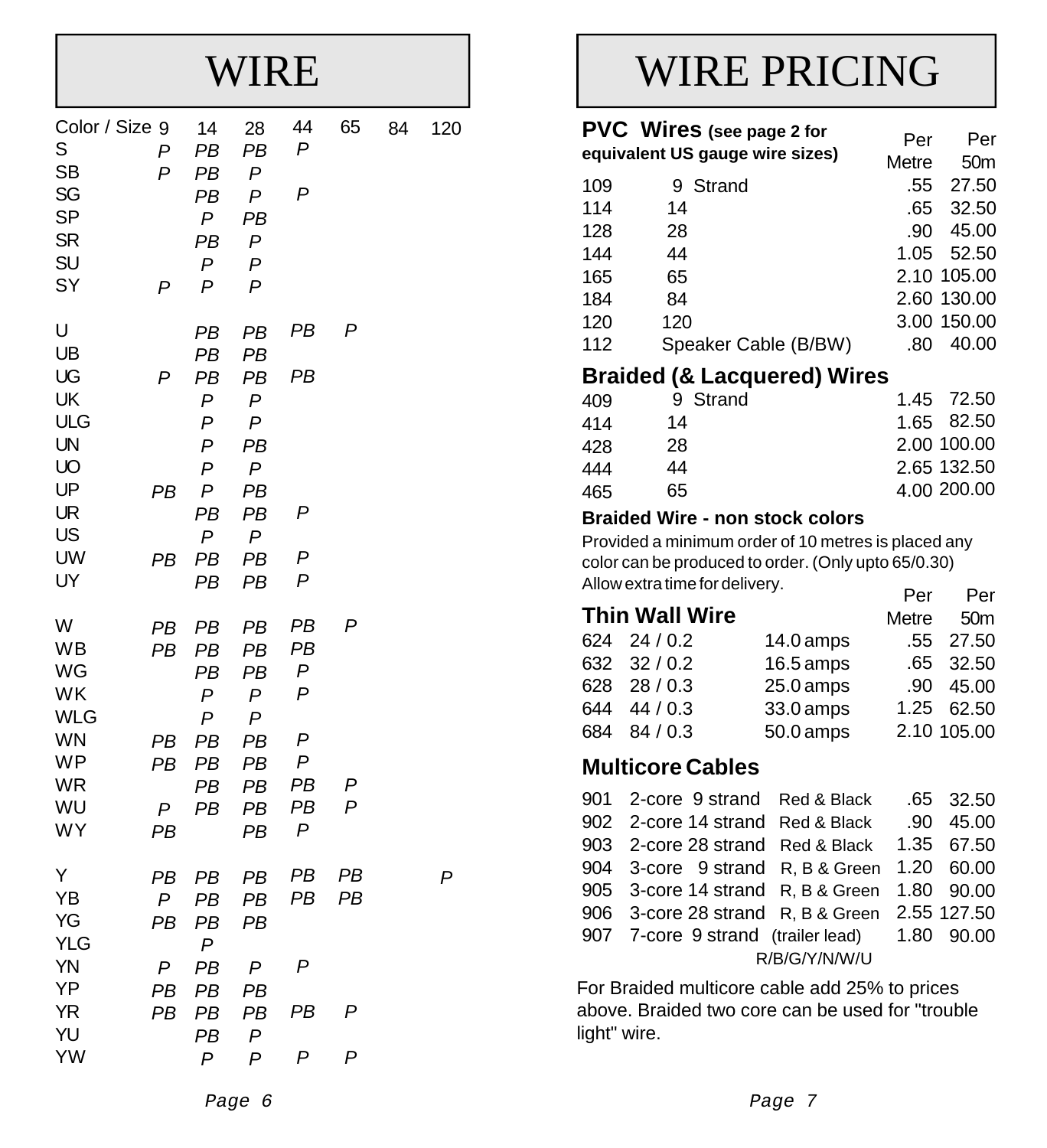# WIRE

| Color / Size | 9 | 14 | 28 | 44 | 65 | 84 | 120 |
|---|---|---|---|---|---|---|---|
| S | *P* | *PB* | *PB* | *P* | | | |
| SB | *P* | *PB* | *P* | | | | |
| SG | | *PB* | *P* | *P* | | | |
| SP | | *P* | *PB* | | | | |
| SR | | *PB* | *P* | | | | |
| SU | | *P* | *P* | | | | |
| SY | *P* | *P* | *P* | | | | |
| | | | | | | | |
| U | | *PB* | *PB* | *PB* | *P* | | |
| UB | | *PB* | *PB* | | | | |
| UG | *P* | *PB* | *PB* | *PB* | | | |
| UK | | *P* | *P* | | | | |
| ULG | | *P* | *P* | | | | |
| UN | | *P* | *PB* | | | | |
| UO | | *P* | *P* | | | | |
| UP | *PB* | *P* | *PB* | | | | |
| UR | | *PB* | *PB* | *P* | | | |
| US | | *P* | *P* | | | | |
| UW | *PB* | *PB* | *PB* | *P* | | | |
| UY | | *PB* | *PB* | *P* | | | |
| | | | | | | | |
| W | *PB* | *PB* | *PB* | *PB* | *P* | | |
| WB | *PB* | *PB* | *PB* | *PB* | | | |
| WG | | *PB* | *PB* | *P* | | | |
| WK | | *P* | *P* | *P* | | | |
| WLG | | *P* | *P* | | | | |
| WN | *PB* | *PB* | *PB* | *P* | | | |
| WP | *PB* | *PB* | *PB* | *P* | | | |
| WR | | *PB* | *PB* | *PB* | *P* | | |
| WU | *P* | *PB* | *PB* | *PB* | *P* | | |
| WY | *PB* | | *PB* | *P* | | | |
| | | | | | | | |
| Y | *PB* | *PB* | *PB* | *PB* | *PB* | | *P* |
| YB | *P* | *PB* | *PB* | *PB* | *PB* | | |
| YG | *PB* | *PB* | *PB* | | | | |
| YLG | | *P* | | | | | |
| YN | *P* | *PB* | *P* | *P* | | | |
| YP | *PB* | *PB* | *PB* | | | | |
| YR | *PB* | *PB* | *PB* | *PB* | *P* | | |
| YU | | *PB* | *P* | | | | |
| YW | | *P* | *P* | *P* | *P* | | |

# WIRE PRICING

## PVC Wires (see page 2 for equivalent US gauge wire sizes)

| | | Per Metre | Per 50m |
|---|---|---|---|
| 109 | 9 Strand | .55 | 27.50 |
| 114 | 14 | .65 | 32.50 |
| 128 | 28 | .90 | 45.00 |
| 144 | 44 | 1.05 | 52.50 |
| 165 | 65 | 2.10 | 105.00 |
| 184 | 84 | 2.60 | 130.00 |
| 120 | 120 | 3.00 | 150.00 |
| 112 | Speaker Cable (B/BW) | .80 | 40.00 |

## Braided (& Lacquered) Wires

| | | Per Metre | Per 50m |
|---|---|---|---|
| 409 | 9 Strand | 1.45 | 72.50 |
| 414 | 14 | 1.65 | 82.50 |
| 428 | 28 | 2.00 | 100.00 |
| 444 | 44 | 2.65 | 132.50 |
| 465 | 65 | 4.00 | 200.00 |

**Braided Wire - non stock colors**

Provided a minimum order of 10 metres is placed any color can be produced to order. (Only upto 65/0.30) Allow extra time for delivery.

## Thin Wall Wire

| | | | Per Metre | Per 50m |
|---|---|---|---|---|
| 624 | 24 / 0.2 | 14.0 amps | .55 | 27.50 |
| 632 | 32 / 0.2 | 16.5 amps | .65 | 32.50 |
| 628 | 28 / 0.3 | 25.0 amps | .90 | 45.00 |
| 644 | 44 / 0.3 | 33.0 amps | 1.25 | 62.50 |
| 684 | 84 / 0.3 | 50.0 amps | 2.10 | 105.00 |

## Multicore Cables

| | | | Per Metre | Per 50m |
|---|---|---|---|---|
| 901 | 2-core 9 strand | Red & Black | .65 | 32.50 |
| 902 | 2-core 14 strand | Red & Black | .90 | 45.00 |
| 903 | 2-core 28 strand | Red & Black | 1.35 | 67.50 |
| 904 | 3-core 9 strand | R, B & Green | 1.20 | 60.00 |
| 905 | 3-core 14 strand | R, B & Green | 1.80 | 90.00 |
| 906 | 3-core 28 strand | R, B & Green | 2.55 | 127.50 |
| 907 | 7-core 9 strand | (trailer lead) R/B/G/Y/N/W/U | 1.80 | 90.00 |

For Braided multicore cable add 25% to prices above. Braided two core can be used for "trouble light" wire.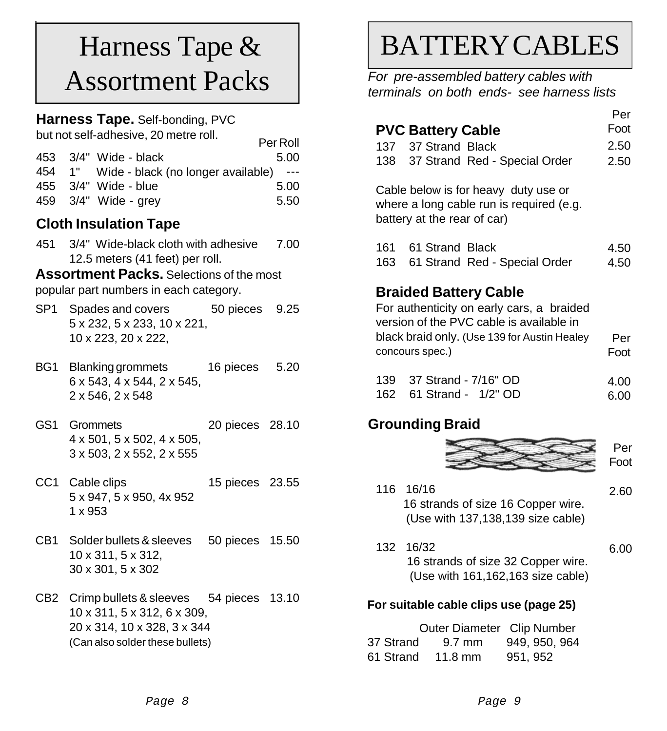# Harness Tape & Assortment Packs

**Harness Tape.** Self-bonding, PVC but not self-adhesive, 20 metre roll.

| | | Per Roll |
|---|---|---|
| 453 | 3/4" Wide - black | 5.00 |
| 454 | 1" Wide - black (no longer available) | --- |
| 455 | 3/4" Wide - blue | 5.00 |
| 459 | 3/4" Wide - grey | 5.50 |

### Cloth Insulation Tape

| | | |
|---|---|---|
| 451 | 3/4" Wide-black cloth with adhesive 12.5 meters (41 feet) per roll. | 7.00 |

**Assortment Packs.** Selections of the most popular part numbers in each category.

| | | | |
|---|---|---|---|
| SP1 | Spades and covers<br>5 x 232, 5 x 233, 10 x 221, 10 x 223, 20 x 222, | 50 pieces | 9.25 |
| BG1 | Blanking grommets<br>6 x 543, 4 x 544, 2 x 545, 2 x 546, 2 x 548 | 16 pieces | 5.20 |
| GS1 | Grommets<br>4 x 501, 5 x 502, 4 x 505, 3 x 503, 2 x 552, 2 x 555 | 20 pieces | 28.10 |
| CC1 | Cable clips<br>5 x 947, 5 x 950, 4x 952 1 x 953 | 15 pieces | 23.55 |
| CB1 | Solder bullets & sleeves<br>10 x 311, 5 x 312, 30 x 301, 5 x 302 | 50 pieces | 15.50 |
| CB2 | Crimp bullets & sleeves<br>10 x 311, 5 x 312, 6 x 309, 20 x 314, 10 x 328, 3 x 344<br>(Can also solder these bullets) | 54 pieces | 13.10 |

# BATTERY CABLES

*For pre-assembled battery cables with terminals on both ends- see harness lists*

### PVC Battery Cable

| | | Per Foot |
|---|---|---|
| 137 | 37 Strand Black | 2.50 |
| 138 | 37 Strand Red - Special Order | 2.50 |

Cable below is for heavy duty use or where a long cable run is required (e.g. battery at the rear of car)

| | | |
|---|---|---|
| 161 | 61 Strand Black | 4.50 |
| 163 | 61 Strand Red - Special Order | 4.50 |

### Braided Battery Cable

For authenticity on early cars, a braided version of the PVC cable is available in black braid only. (Use 139 for Austin Healey concours spec.)

| | | Per Foot |
|---|---|---|
| 139 | 37 Strand - 7/16" OD | 4.00 |
| 162 | 61 Strand - 1/2" OD | 6.00 |

### Grounding Braid

| | | Per Foot |
|---|---|---|
| 116 | 16/16<br>16 strands of size 16 Copper wire. (Use with 137,138,139 size cable) | 2.60 |
| 132 | 16/32<br>16 strands of size 32 Copper wire. (Use with 161,162,163 size cable) | 6.00 |

**For suitable cable clips use (page 25)**

| | Outer Diameter | Clip Number |
|---|---|---|
| 37 Strand | 9.7 mm | 949, 950, 964 |
| 61 Strand | 11.8 mm | 951, 952 |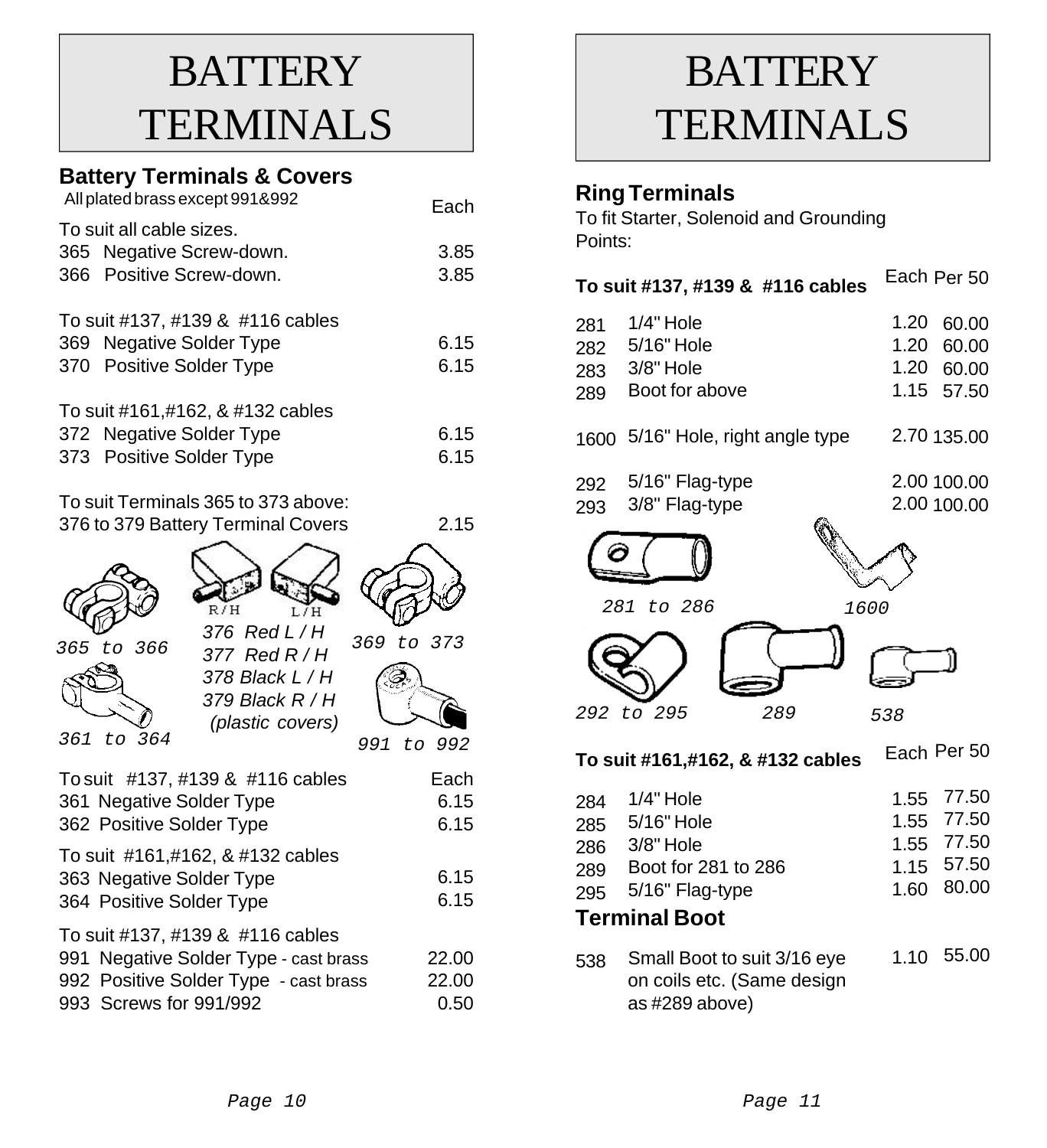# BATTERY TERMINALS

## Battery Terminals & Covers

All plated brass except 991&992

| | Each |
|---|---|
| To suit all cable sizes. | |
| 365 Negative Screw-down. | 3.85 |
| 366 Positive Screw-down. | 3.85 |
| To suit #137, #139 & #116 cables | |
| 369 Negative Solder Type | 6.15 |
| 370 Positive Solder Type | 6.15 |
| To suit #161,#162, & #132 cables | |
| 372 Negative Solder Type | 6.15 |
| 373 Positive Solder Type | 6.15 |
| To suit Terminals 365 to 373 above: | |
| 376 to 379 Battery Terminal Covers | 2.15 |

365 to 366

R/H L/H

*376 Red L / H*
*377 Red R / H*
*378 Black L / H*
*379 Black R / H*
*(plastic covers)*

369 to 373

361 to 364

991 to 992

| To suit #137, #139 & #116 cables | Each |
|---|---|
| 361 Negative Solder Type | 6.15 |
| 362 Positive Solder Type | 6.15 |
| To suit #161,#162, & #132 cables | |
| 363 Negative Solder Type | 6.15 |
| 364 Positive Solder Type | 6.15 |
| To suit #137, #139 & #116 cables | |
| 991 Negative Solder Type - cast brass | 22.00 |
| 992 Positive Solder Type - cast brass | 22.00 |
| 993 Screws for 991/992 | 0.50 |

# BATTERY TERMINALS

## Ring Terminals

To fit Starter, Solenoid and Grounding Points:

| **To suit #137, #139 & #116 cables** | | Each | Per 50 |
|---|---|---|---|
| 281 | 1/4" Hole | 1.20 | 60.00 |
| 282 | 5/16" Hole | 1.20 | 60.00 |
| 283 | 3/8" Hole | 1.20 | 60.00 |
| 289 | Boot for above | 1.15 | 57.50 |
| 1600 | 5/16" Hole, right angle type | 2.70 | 135.00 |
| 292 | 5/16" Flag-type | 2.00 | 100.00 |
| 293 | 3/8" Flag-type | 2.00 | 100.00 |

281 to 286 1600

292 to 295 289 538

| **To suit #161,#162, & #132 cables** | | Each | Per 50 |
|---|---|---|---|
| 284 | 1/4" Hole | 1.55 | 77.50 |
| 285 | 5/16" Hole | 1.55 | 77.50 |
| 286 | 3/8" Hole | 1.55 | 77.50 |
| 289 | Boot for 281 to 286 | 1.15 | 57.50 |
| 295 | 5/16" Flag-type | 1.60 | 80.00 |

## Terminal Boot

| | | Each | Per 50 |
|---|---|---|---|
| 538 | Small Boot to suit 3/16 eye on coils etc. (Same design as #289 above) | 1.10 | 55.00 |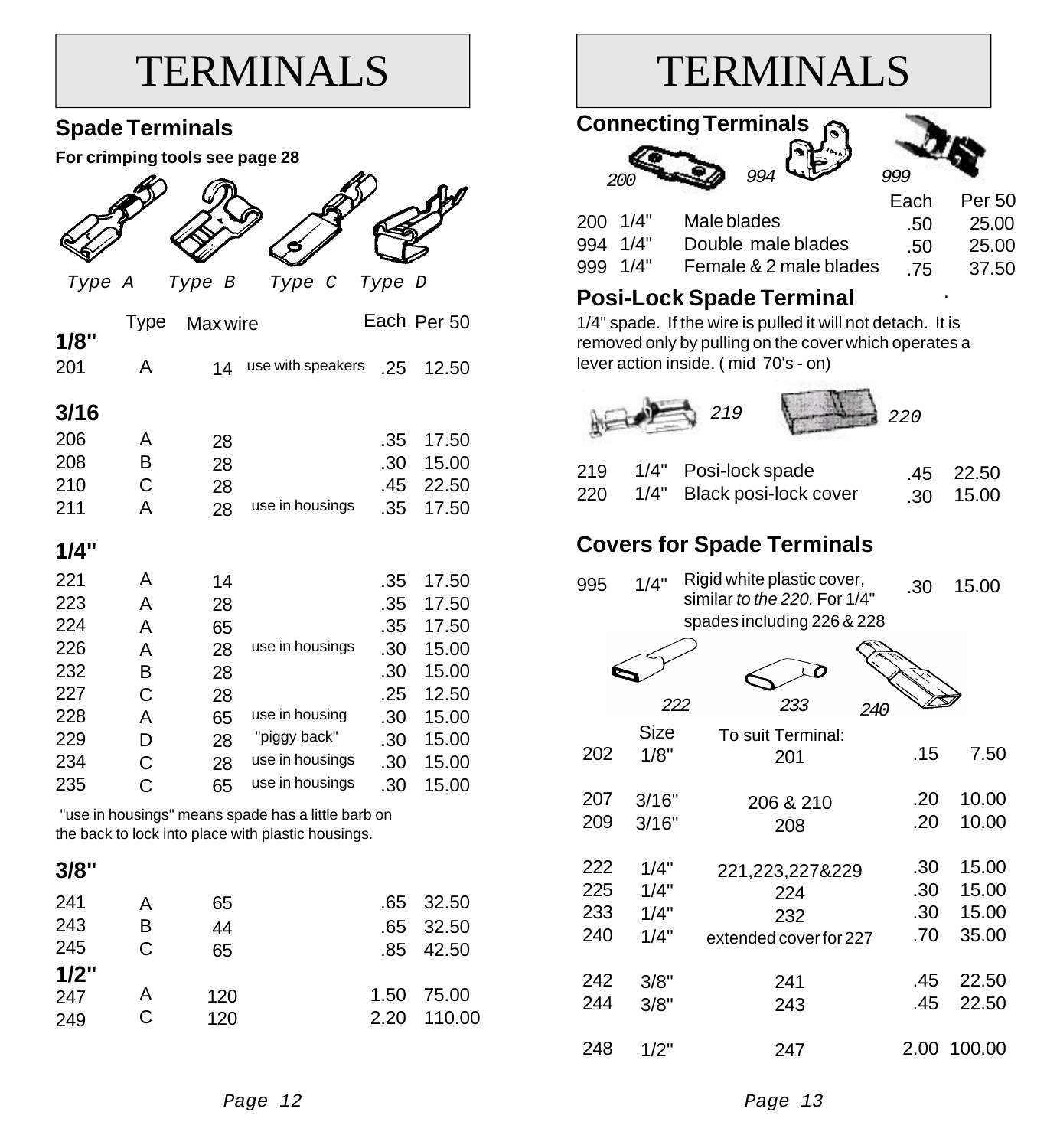# TERMINALS

## Spade Terminals

**For crimping tools see page 28**

Type A    Type B    Type C    Type D

| | Type | Max wire | | Each | Per 50 |
|---|---|---|---|---|---|
| **1/8"** | | | | | |
| 201 | A | 14 | use with speakers | .25 | 12.50 |
| **3/16** | | | | | |
| 206 | A | 28 | | .35 | 17.50 |
| 208 | B | 28 | | .30 | 15.00 |
| 210 | C | 28 | | .45 | 22.50 |
| 211 | A | 28 | use in housings | .35 | 17.50 |
| **1/4"** | | | | | |
| 221 | A | 14 | | .35 | 17.50 |
| 223 | A | 28 | | .35 | 17.50 |
| 224 | A | 65 | | .35 | 17.50 |
| 226 | A | 28 | use in housings | .30 | 15.00 |
| 232 | B | 28 | | .30 | 15.00 |
| 227 | C | 28 | | .25 | 12.50 |
| 228 | A | 65 | use in housing | .30 | 15.00 |
| 229 | D | 28 | "piggy back" | .30 | 15.00 |
| 234 | C | 28 | use in housings | .30 | 15.00 |
| 235 | C | 65 | use in housings | .30 | 15.00 |

"use in housings" means spade has a little barb on the back to lock into place with plastic housings.

| | Type | Max wire | | Each | Per 50 |
|---|---|---|---|---|---|
| **3/8"** | | | | | |
| 241 | A | 65 | | .65 | 32.50 |
| 243 | B | 44 | | .65 | 32.50 |
| 245 | C | 65 | | .85 | 42.50 |
| **1/2"** | | | | | |
| 247 | A | 120 | | 1.50 | 75.00 |
| 249 | C | 120 | | 2.20 | 110.00 |

# TERMINALS

## Connecting Terminals

200    994    999

| | | | Each | Per 50 |
|---|---|---|---|---|
| 200 | 1/4" | Male blades | .50 | 25.00 |
| 994 | 1/4" | Double male blades | .50 | 25.00 |
| 999 | 1/4" | Female & 2 male blades | .75 | 37.50 |

## Posi-Lock Spade Terminal

1/4" spade. If the wire is pulled it will not detach. It is removed only by pulling on the cover which operates a lever action inside. ( mid 70's - on)

219    220

| | | | | |
|---|---|---|---|---|
| 219 | 1/4" | Posi-lock spade | .45 | 22.50 |
| 220 | 1/4" | Black posi-lock cover | .30 | 15.00 |

## Covers for Spade Terminals

| | | | | |
|---|---|---|---|---|
| 995 | 1/4" | Rigid white plastic cover, similar *to the 220.* For 1/4" spades including 226 & 228 | .30 | 15.00 |

222    233    240

| | Size | To suit Terminal: | | |
|---|---|---|---|---|
| 202 | 1/8" | 201 | .15 | 7.50 |
| 207 | 3/16" | 206 & 210 | .20 | 10.00 |
| 209 | 3/16" | 208 | .20 | 10.00 |
| 222 | 1/4" | 221,223,227&229 | .30 | 15.00 |
| 225 | 1/4" | 224 | .30 | 15.00 |
| 233 | 1/4" | 232 | .30 | 15.00 |
| 240 | 1/4" | extended cover for 227 | .70 | 35.00 |
| 242 | 3/8" | 241 | .45 | 22.50 |
| 244 | 3/8" | 243 | .45 | 22.50 |
| 248 | 1/2" | 247 | 2.00 | 100.00 |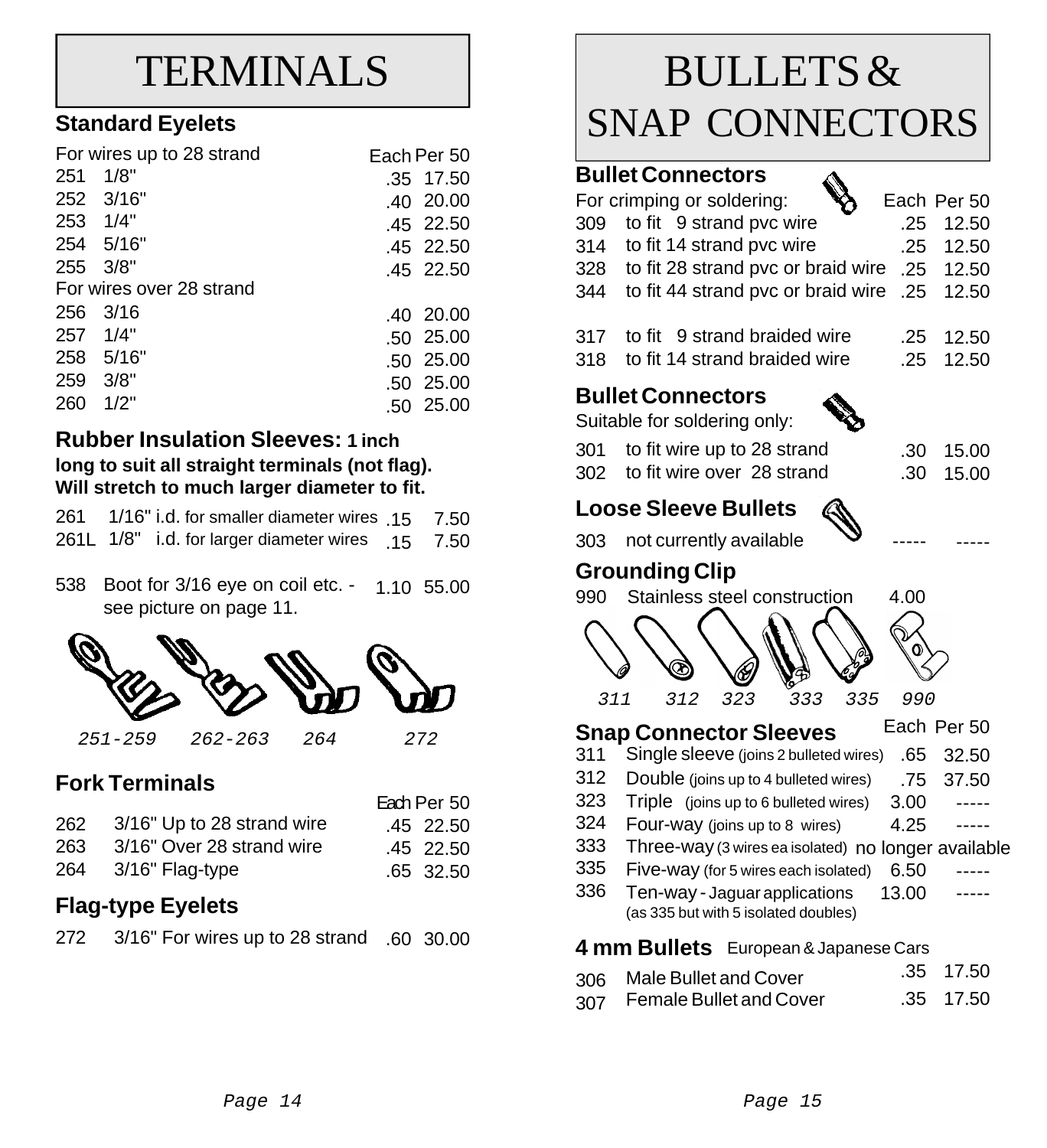# TERMINALS

### Standard Eyelets

| For wires up to 28 strand | | Each | Per 50 |
|---|---|---|---|
| 251 | 1/8" | .35 | 17.50 |
| 252 | 3/16" | .40 | 20.00 |
| 253 | 1/4" | .45 | 22.50 |
| 254 | 5/16" | .45 | 22.50 |
| 255 | 3/8" | .45 | 22.50 |
| For wires over 28 strand | | | |
| 256 | 3/16 | .40 | 20.00 |
| 257 | 1/4" | .50 | 25.00 |
| 258 | 5/16" | .50 | 25.00 |
| 259 | 3/8" | .50 | 25.00 |
| 260 | 1/2" | .50 | 25.00 |

### Rubber Insulation Sleeves: 1 inch long to suit all straight terminals (not flag). Will stretch to much larger diameter to fit.

| | | Each | Per 50 |
|---|---|---|---|
| 261 | 1/16" i.d. for smaller diameter wires | .15 | 7.50 |
| 261L | 1/8" i.d. for larger diameter wires | .15 | 7.50 |
| 538 | Boot for 3/16 eye on coil etc. - see picture on page 11. | 1.10 | 55.00 |

*251-259 262-263 264 272*

### Fork Terminals

| | | Each | Per 50 |
|---|---|---|---|
| 262 | 3/16" Up to 28 strand wire | .45 | 22.50 |
| 263 | 3/16" Over 28 strand wire | .45 | 22.50 |
| 264 | 3/16" Flag-type | .65 | 32.50 |

### Flag-type Eyelets

| | | Each | Per 50 |
|---|---|---|---|
| 272 | 3/16" For wires up to 28 strand | .60 | 30.00 |

# BULLETS & SNAP CONNECTORS

### Bullet Connectors

| For crimping or soldering: | | Each | Per 50 |
|---|---|---|---|
| 309 | to fit 9 strand pvc wire | .25 | 12.50 |
| 314 | to fit 14 strand pvc wire | .25 | 12.50 |
| 328 | to fit 28 strand pvc or braid wire | .25 | 12.50 |
| 344 | to fit 44 strand pvc or braid wire | .25 | 12.50 |
| 317 | to fit 9 strand braided wire | .25 | 12.50 |
| 318 | to fit 14 strand braided wire | .25 | 12.50 |

### Bullet Connectors

Suitable for soldering only:

| | | Each | Per 50 |
|---|---|---|---|
| 301 | to fit wire up to 28 strand | .30 | 15.00 |
| 302 | to fit wire over 28 strand | .30 | 15.00 |

### Loose Sleeve Bullets

| | | Each | Per 50 |
|---|---|---|---|
| 303 | not currently available | ----- | ----- |

### Grounding Clip

| | | Each | Per 50 |
|---|---|---|---|
| 990 | Stainless steel construction | 4.00 | |

*311 312 323 333 335 990*

### Snap Connector Sleeves

| | | Each | Per 50 |
|---|---|---|---|
| 311 | Single sleeve (joins 2 bulleted wires) | .65 | 32.50 |
| 312 | Double (joins up to 4 bulleted wires) | .75 | 37.50 |
| 323 | Triple (joins up to 6 bulleted wires) | 3.00 | ----- |
| 324 | Four-way (joins up to 8 wires) | 4.25 | ----- |
| 333 | Three-way (3 wires ea isolated) | no longer available | |
| 335 | Five-way (for 5 wires each isolated) | 6.50 | ----- |
| 336 | Ten-way - Jaguar applications (as 335 but with 5 isolated doubles) | 13.00 | ----- |

### 4 mm Bullets European & Japanese Cars

| | | Each | Per 50 |
|---|---|---|---|
| 306 | Male Bullet and Cover | .35 | 17.50 |
| 307 | Female Bullet and Cover | .35 | 17.50 |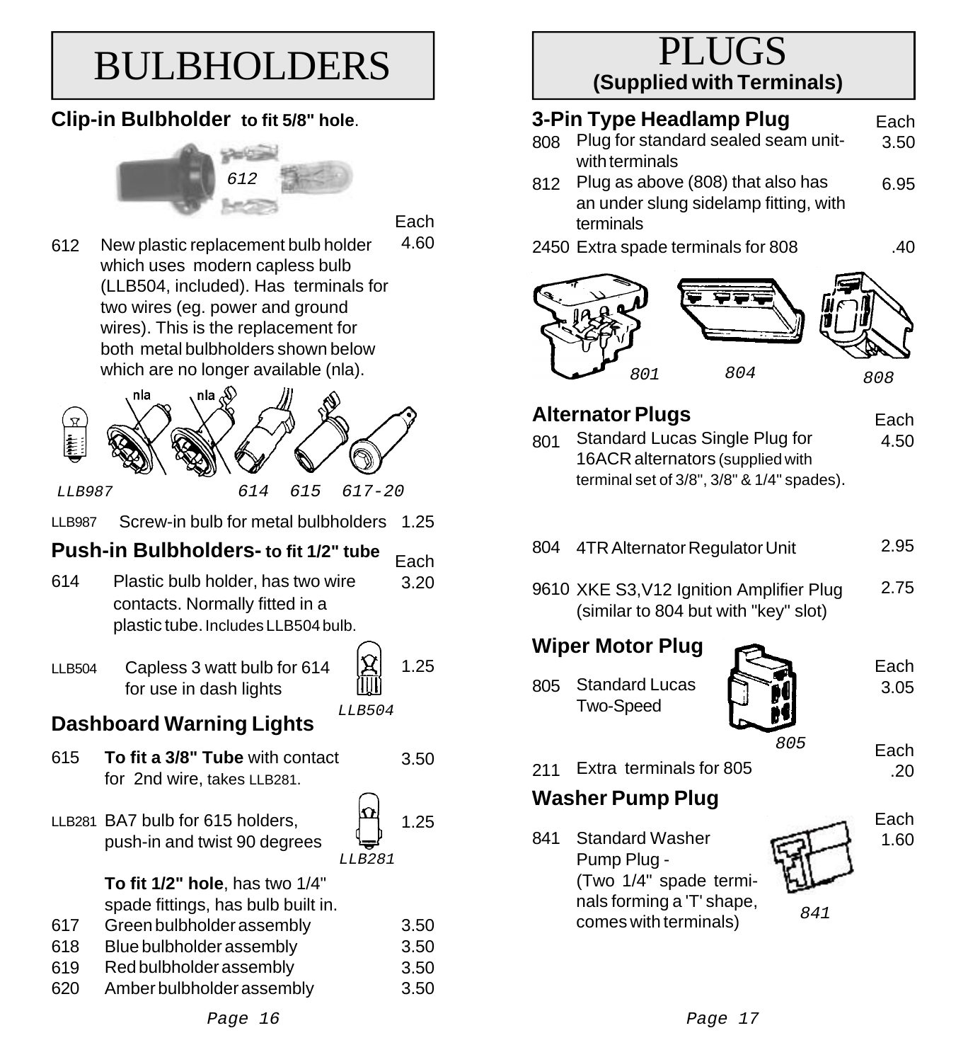# BULBHOLDERS

## Clip-in Bulbholder to fit 5/8" hole.

| | | Each |
|---|---|---|
| 612 | New plastic replacement bulb holder which uses modern capless bulb (LLB504, included). Has terminals for two wires (eg. power and ground wires). This is the replacement for both metal bulbholders shown below which are no longer available (nla). | 4.60 |
| LLB987 | Screw-in bulb for metal bulbholders | 1.25 |

## Push-in Bulbholders- to fit 1/2" tube

| | | Each |
|---|---|---|
| 614 | Plastic bulb holder, has two wire contacts. Normally fitted in a plastic tube. Includes LLB504 bulb. | 3.20 |
| LLB504 | Capless 3 watt bulb for 614 for use in dash lights | 1.25 |

## Dashboard Warning Lights

| | | |
|---|---|---|
| 615 | **To fit a 3/8" Tube** with contact for 2nd wire, takes LLB281. | 3.50 |
| LLB281 | BA7 bulb for 615 holders, push-in and twist 90 degrees | 1.25 |

**To fit 1/2" hole**, has two 1/4" spade fittings, has bulb built in.

| | | |
|---|---|---|
| 617 | Green bulbholder assembly | 3.50 |
| 618 | Blue bulbholder assembly | 3.50 |
| 619 | Red bulbholder assembly | 3.50 |
| 620 | Amber bulbholder assembly | 3.50 |

# PLUGS
**(Supplied with Terminals)**

## 3-Pin Type Headlamp Plug

| | | Each |
|---|---|---|
| 808 | Plug for standard sealed seam unit- with terminals | 3.50 |
| 812 | Plug as above (808) that also has an under slung sidelamp fitting, with terminals | 6.95 |
| 2450 | Extra spade terminals for 808 | .40 |

## Alternator Plugs

| | | Each |
|---|---|---|
| 801 | Standard Lucas Single Plug for 16ACR alternators (supplied with terminal set of 3/8", 3/8" & 1/4" spades). | 4.50 |
| 804 | 4TR Alternator Regulator Unit | 2.95 |
| 9610 | XKE S3,V12 Ignition Amplifier Plug (similar to 804 but with "key" slot) | 2.75 |

## Wiper Motor Plug

| | | Each |
|---|---|---|
| 805 | Standard Lucas Two-Speed | 3.05 |
| 211 | Extra terminals for 805 | .20 |

## Washer Pump Plug

| | | Each |
|---|---|---|
| 841 | Standard Washer Pump Plug - (Two 1/4" spade terminals forming a 'T' shape, comes with terminals) | 1.60 |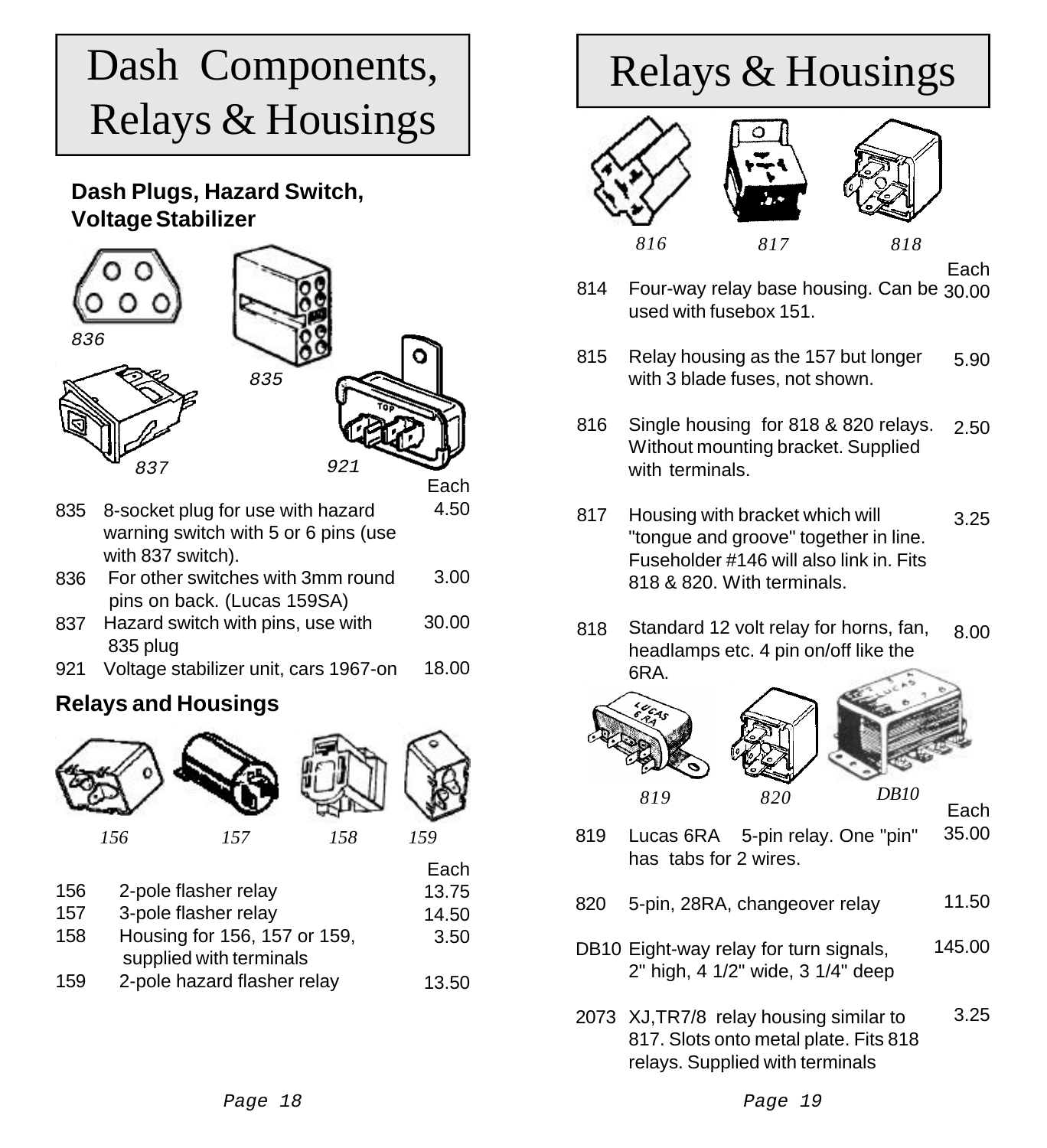# Dash Components, Relays & Housings

## Dash Plugs, Hazard Switch, Voltage Stabilizer

836 835 837 921

| | | Each |
|---|---|---|
| 835 | 8-socket plug for use with hazard warning switch with 5 or 6 pins (use with 837 switch). | 4.50 |
| 836 | For other switches with 3mm round pins on back. (Lucas 159SA) | 3.00 |
| 837 | Hazard switch with pins, use with 835 plug | 30.00 |
| 921 | Voltage stabilizer unit, cars 1967-on | 18.00 |

## Relays and Housings

156 157 158 159

| | | Each |
|---|---|---|
| 156 | 2-pole flasher relay | 13.75 |
| 157 | 3-pole flasher relay | 14.50 |
| 158 | Housing for 156, 157 or 159, supplied with terminals | 3.50 |
| 159 | 2-pole hazard flasher relay | 13.50 |

# Relays & Housings

816 817 818

| | | Each |
|---|---|---|
| 814 | Four-way relay base housing. Can be used with fusebox 151. | 30.00 |
| 815 | Relay housing as the 157 but longer with 3 blade fuses, not shown. | 5.90 |
| 816 | Single housing for 818 & 820 relays. Without mounting bracket. Supplied with terminals. | 2.50 |
| 817 | Housing with bracket which will "tongue and groove" together in line. Fuseholder #146 will also link in. Fits 818 & 820. With terminals. | 3.25 |
| 818 | Standard 12 volt relay for horns, fan, headlamps etc. 4 pin on/off like the 6RA. | 8.00 |

819 820 DB10

| | | Each |
|---|---|---|
| 819 | Lucas 6RA 5-pin relay. One "pin" has tabs for 2 wires. | 35.00 |
| 820 | 5-pin, 28RA, changeover relay | 11.50 |
| DB10 | Eight-way relay for turn signals, 2" high, 4 1/2" wide, 3 1/4" deep | 145.00 |
| 2073 | XJ,TR7/8 relay housing similar to 817. Slots onto metal plate. Fits 818 relays. Supplied with terminals | 3.25 |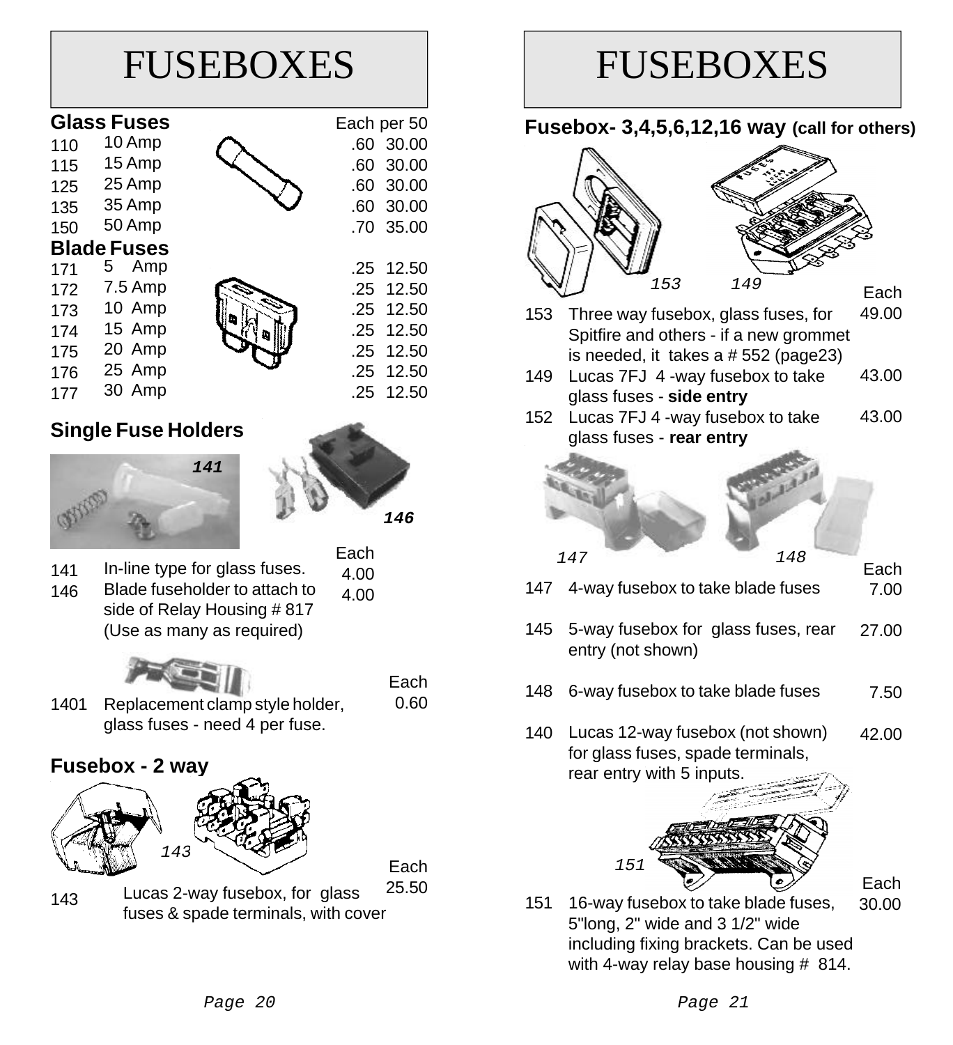# FUSEBOXES

## Glass Fuses

| | | Each | per 50 |
|---|---|---|---|
| 110 | 10 Amp | .60 | 30.00 |
| 115 | 15 Amp | .60 | 30.00 |
| 125 | 25 Amp | .60 | 30.00 |
| 135 | 35 Amp | .60 | 30.00 |
| 150 | 50 Amp | .70 | 35.00 |

## Blade Fuses

| | | Each | per 50 |
|---|---|---|---|
| 171 | 5 Amp | .25 | 12.50 |
| 172 | 7.5 Amp | .25 | 12.50 |
| 173 | 10 Amp | .25 | 12.50 |
| 174 | 15 Amp | .25 | 12.50 |
| 175 | 20 Amp | .25 | 12.50 |
| 176 | 25 Amp | .25 | 12.50 |
| 177 | 30 Amp | .25 | 12.50 |

## Single Fuse Holders

141

146

| | | Each |
|---|---|---|
| 141 | In-line type for glass fuses. | 4.00 |
| 146 | Blade fuseholder to attach to side of Relay Housing # 817 (Use as many as required) | 4.00 |

| | | Each |
|---|---|---|
| 1401 | Replacement clamp style holder, glass fuses - need 4 per fuse. | 0.60 |

## Fusebox - 2 way

143

| | | Each |
|---|---|---|
| 143 | Lucas 2-way fusebox, for glass fuses & spade terminals, with cover | 25.50 |

# FUSEBOXES

## Fusebox- 3,4,5,6,12,16 way (call for others)

153 149

| | | Each |
|---|---|---|
| 153 | Three way fusebox, glass fuses, for Spitfire and others - if a new grommet is needed, it takes a # 552 (page23) | 49.00 |
| 149 | Lucas 7FJ 4 -way fusebox to take glass fuses - **side entry** | 43.00 |
| 152 | Lucas 7FJ 4 -way fusebox to take glass fuses - **rear entry** | 43.00 |

147 148

| | | Each |
|---|---|---|
| 147 | 4-way fusebox to take blade fuses | 7.00 |
| 145 | 5-way fusebox for glass fuses, rear entry (not shown) | 27.00 |
| 148 | 6-way fusebox to take blade fuses | 7.50 |
| 140 | Lucas 12-way fusebox (not shown) for glass fuses, spade terminals, rear entry with 5 inputs. | 42.00 |

151

| | | Each |
|---|---|---|
| 151 | 16-way fusebox to take blade fuses, 5"long, 2" wide and 3 1/2" wide including fixing brackets. Can be used with 4-way relay base housing # 814. | 30.00 |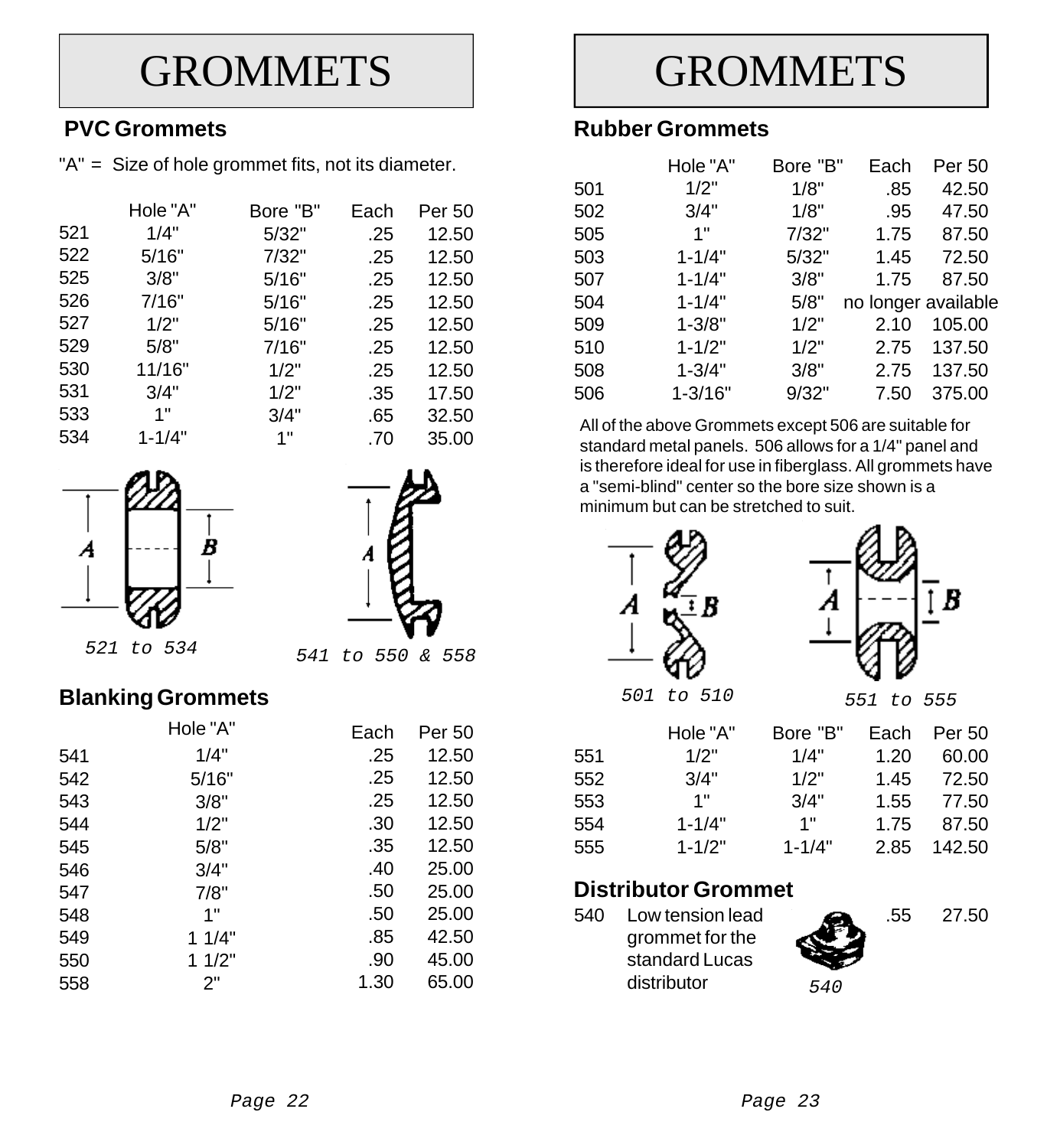# GROMMETS

## PVC Grommets

"A" = Size of hole grommet fits, not its diameter.

| | Hole "A" | Bore "B" | Each | Per 50 |
|---|---|---|---|---|
| 521 | 1/4" | 5/32" | .25 | 12.50 |
| 522 | 5/16" | 7/32" | .25 | 12.50 |
| 525 | 3/8" | 5/16" | .25 | 12.50 |
| 526 | 7/16" | 5/16" | .25 | 12.50 |
| 527 | 1/2" | 5/16" | .25 | 12.50 |
| 529 | 5/8" | 7/16" | .25 | 12.50 |
| 530 | 11/16" | 1/2" | .25 | 12.50 |
| 531 | 3/4" | 1/2" | .35 | 17.50 |
| 533 | 1" | 3/4" | .65 | 32.50 |
| 534 | 1-1/4" | 1" | .70 | 35.00 |

*521 to 534*

*541 to 550 & 558*

## Blanking Grommets

| | Hole "A" | Each | Per 50 |
|---|---|---|---|
| 541 | 1/4" | .25 | 12.50 |
| 542 | 5/16" | .25 | 12.50 |
| 543 | 3/8" | .25 | 12.50 |
| 544 | 1/2" | .30 | 12.50 |
| 545 | 5/8" | .35 | 12.50 |
| 546 | 3/4" | .40 | 25.00 |
| 547 | 7/8" | .50 | 25.00 |
| 548 | 1" | .50 | 25.00 |
| 549 | 1 1/4" | .85 | 42.50 |
| 550 | 1 1/2" | .90 | 45.00 |
| 558 | 2" | 1.30 | 65.00 |

# GROMMETS

## Rubber Grommets

| | Hole "A" | Bore "B" | Each | Per 50 |
|---|---|---|---|---|
| 501 | 1/2" | 1/8" | .85 | 42.50 |
| 502 | 3/4" | 1/8" | .95 | 47.50 |
| 505 | 1" | 7/32" | 1.75 | 87.50 |
| 503 | 1-1/4" | 5/32" | 1.45 | 72.50 |
| 507 | 1-1/4" | 3/8" | 1.75 | 87.50 |
| 504 | 1-1/4" | 5/8" | no longer available | |
| 509 | 1-3/8" | 1/2" | 2.10 | 105.00 |
| 510 | 1-1/2" | 1/2" | 2.75 | 137.50 |
| 508 | 1-3/4" | 3/8" | 2.75 | 137.50 |
| 506 | 1-3/16" | 9/32" | 7.50 | 375.00 |

All of the above Grommets except 506 are suitable for standard metal panels. 506 allows for a 1/4" panel and is therefore ideal for use in fiberglass. All grommets have a "semi-blind" center so the bore size shown is a minimum but can be stretched to suit.

*501 to 510*

*551 to 555*

| | Hole "A" | Bore "B" | Each | Per 50 |
|---|---|---|---|---|
| 551 | 1/2" | 1/4" | 1.20 | 60.00 |
| 552 | 3/4" | 1/2" | 1.45 | 72.50 |
| 553 | 1" | 3/4" | 1.55 | 77.50 |
| 554 | 1-1/4" | 1" | 1.75 | 87.50 |
| 555 | 1-1/2" | 1-1/4" | 2.85 | 142.50 |

## Distributor Grommet

| | | Each | Per 50 |
|---|---|---|---|
| 540 | Low tension lead grommet for the standard Lucas distributor | .55 | 27.50 |

*540*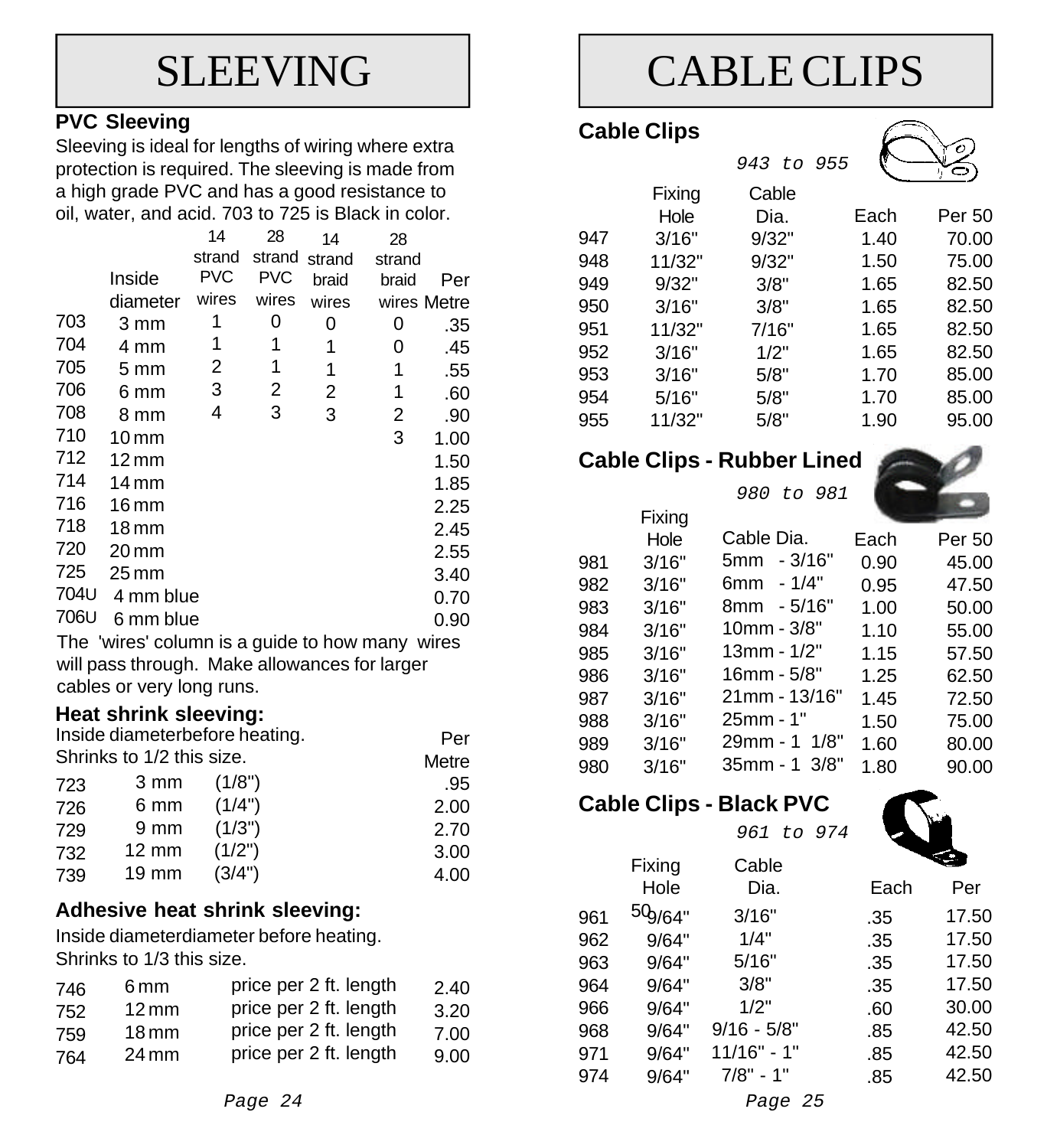# SLEEVING

### PVC Sleeving

Sleeving is ideal for lengths of wiring where extra protection is required. The sleeving is made from a high grade PVC and has a good resistance to oil, water, and acid. 703 to 725 is Black in color.

| | Inside diameter | 14 strand PVC wires | 28 strand PVC wires | 14 strand braid wires | 28 strand braid wires | Per Metre |
|---|---|---|---|---|---|---|
| 703 | 3 mm | 1 | 0 | 0 | 0 | .35 |
| 704 | 4 mm | 1 | 1 | 1 | 0 | .45 |
| 705 | 5 mm | 2 | 1 | 1 | 1 | .55 |
| 706 | 6 mm | 3 | 2 | 2 | 1 | .60 |
| 708 | 8 mm | 4 | 3 | 3 | 2 | .90 |
| 710 | 10 mm | | | | 3 | 1.00 |
| 712 | 12 mm | | | | | 1.50 |
| 714 | 14 mm | | | | | 1.85 |
| 716 | 16 mm | | | | | 2.25 |
| 718 | 18 mm | | | | | 2.45 |
| 720 | 20 mm | | | | | 2.55 |
| 725 | 25 mm | | | | | 3.40 |
| 704U | 4 mm blue | | | | | 0.70 |
| 706U | 6 mm blue | | | | | 0.90 |

The 'wires' column is a guide to how many wires will pass through. Make allowances for larger cables or very long runs.

### Heat shrink sleeving:

Inside diameterbefore heating.
Shrinks to 1/2 this size.

| | | | Per Metre |
|---|---|---|---|
| 723 | 3 mm | (1/8") | .95 |
| 726 | 6 mm | (1/4") | 2.00 |
| 729 | 9 mm | (1/3") | 2.70 |
| 732 | 12 mm | (1/2") | 3.00 |
| 739 | 19 mm | (3/4") | 4.00 |

### Adhesive heat shrink sleeving:

Inside diameterdiameter before heating.
Shrinks to 1/3 this size.

| | | | |
|---|---|---|---|
| 746 | 6 mm | price per 2 ft. length | 2.40 |
| 752 | 12 mm | price per 2 ft. length | 3.20 |
| 759 | 18 mm | price per 2 ft. length | 7.00 |
| 764 | 24 mm | price per 2 ft. length | 9.00 |

# CABLE CLIPS

### Cable Clips

*943 to 955*

| | Fixing Hole | Cable Dia. | Each | Per 50 |
|---|---|---|---|---|
| 947 | 3/16" | 9/32" | 1.40 | 70.00 |
| 948 | 11/32" | 9/32" | 1.50 | 75.00 |
| 949 | 9/32" | 3/8" | 1.65 | 82.50 |
| 950 | 3/16" | 3/8" | 1.65 | 82.50 |
| 951 | 11/32" | 7/16" | 1.65 | 82.50 |
| 952 | 3/16" | 1/2" | 1.65 | 82.50 |
| 953 | 3/16" | 5/8" | 1.70 | 85.00 |
| 954 | 5/16" | 5/8" | 1.70 | 85.00 |
| 955 | 11/32" | 5/8" | 1.90 | 95.00 |

### Cable Clips - Rubber Lined

*980 to 981*

| | Fixing Hole | Cable Dia. | Each | Per 50 |
|---|---|---|---|---|
| 981 | 3/16" | 5mm - 3/16" | 0.90 | 45.00 |
| 982 | 3/16" | 6mm - 1/4" | 0.95 | 47.50 |
| 983 | 3/16" | 8mm - 5/16" | 1.00 | 50.00 |
| 984 | 3/16" | 10mm - 3/8" | 1.10 | 55.00 |
| 985 | 3/16" | 13mm - 1/2" | 1.15 | 57.50 |
| 986 | 3/16" | 16mm - 5/8" | 1.25 | 62.50 |
| 987 | 3/16" | 21mm - 13/16" | 1.45 | 72.50 |
| 988 | 3/16" | 25mm - 1" | 1.50 | 75.00 |
| 989 | 3/16" | 29mm - 1 1/8" | 1.60 | 80.00 |
| 980 | 3/16" | 35mm - 1 3/8" | 1.80 | 90.00 |

### Cable Clips - Black PVC

*961 to 974*

| | Fixing Hole | Cable Dia. | Each | Per 50 |
|---|---|---|---|---|
| 961 | 9/64" | 3/16" | .35 | 17.50 |
| 962 | 9/64" | 1/4" | .35 | 17.50 |
| 963 | 9/64" | 5/16" | .35 | 17.50 |
| 964 | 9/64" | 3/8" | .35 | 17.50 |
| 966 | 9/64" | 1/2" | .60 | 30.00 |
| 968 | 9/64" | 9/16 - 5/8" | .85 | 42.50 |
| 971 | 9/64" | 11/16" - 1" | .85 | 42.50 |
| 974 | 9/64" | 7/8" - 1" | .85 | 42.50 |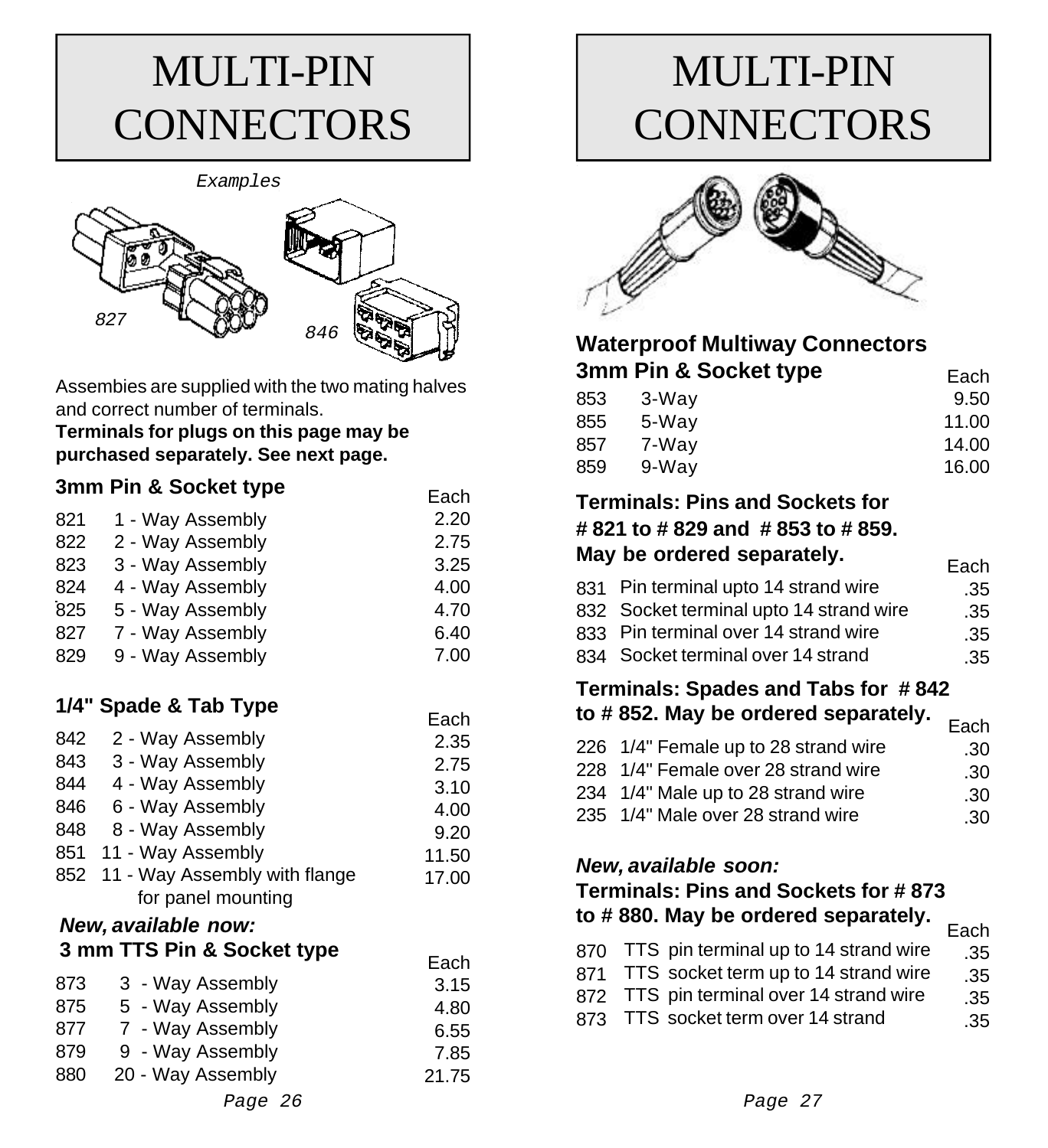# MULTI-PIN CONNECTORS

*Examples*

827

846

Assembies are supplied with the two mating halves and correct number of terminals.
**Terminals for plugs on this page may be purchased separately. See next page.**

### 3mm Pin & Socket type

| | | Each |
|---|---|---|
| 821 | 1 - Way Assembly | 2.20 |
| 822 | 2 - Way Assembly | 2.75 |
| 823 | 3 - Way Assembly | 3.25 |
| 824 | 4 - Way Assembly | 4.00 |
| 825 | 5 - Way Assembly | 4.70 |
| 827 | 7 - Way Assembly | 6.40 |
| 829 | 9 - Way Assembly | 7.00 |

### 1/4" Spade & Tab Type

| | | Each |
|---|---|---|
| 842 | 2 - Way Assembly | 2.35 |
| 843 | 3 - Way Assembly | 2.75 |
| 844 | 4 - Way Assembly | 3.10 |
| 846 | 6 - Way Assembly | 4.00 |
| 848 | 8 - Way Assembly | 9.20 |
| 851 | 11 - Way Assembly | 11.50 |
| 852 | 11 - Way Assembly with flange for panel mounting | 17.00 |

***New, available now:***

### 3 mm TTS Pin & Socket type

| | | Each |
|---|---|---|
| 873 | 3 - Way Assembly | 3.15 |
| 875 | 5 - Way Assembly | 4.80 |
| 877 | 7 - Way Assembly | 6.55 |
| 879 | 9 - Way Assembly | 7.85 |
| 880 | 20 - Way Assembly | 21.75 |

# MULTI-PIN CONNECTORS

### Waterproof Multiway Connectors 3mm Pin & Socket type

| | | Each |
|---|---|---|
| 853 | 3-Way | 9.50 |
| 855 | 5-Way | 11.00 |
| 857 | 7-Way | 14.00 |
| 859 | 9-Way | 16.00 |

### Terminals: Pins and Sockets for # 821 to # 829 and # 853 to # 859. May be ordered separately.

| | | Each |
|---|---|---|
| 831 | Pin terminal upto 14 strand wire | .35 |
| 832 | Socket terminal upto 14 strand wire | .35 |
| 833 | Pin terminal over 14 strand wire | .35 |
| 834 | Socket terminal over 14 strand | .35 |

### Terminals: Spades and Tabs for # 842 to # 852. May be ordered separately.

| | | Each |
|---|---|---|
| 226 | 1/4" Female up to 28 strand wire | .30 |
| 228 | 1/4" Female over 28 strand wire | .30 |
| 234 | 1/4" Male up to 28 strand wire | .30 |
| 235 | 1/4" Male over 28 strand wire | .30 |

***New, available soon:***

### Terminals: Pins and Sockets for # 873 to # 880. May be ordered separately.

| | | Each |
|---|---|---|
| 870 | TTS pin terminal up to 14 strand wire | .35 |
| 871 | TTS socket term up to 14 strand wire | .35 |
| 872 | TTS pin terminal over 14 strand wire | .35 |
| 873 | TTS socket term over 14 strand | .35 |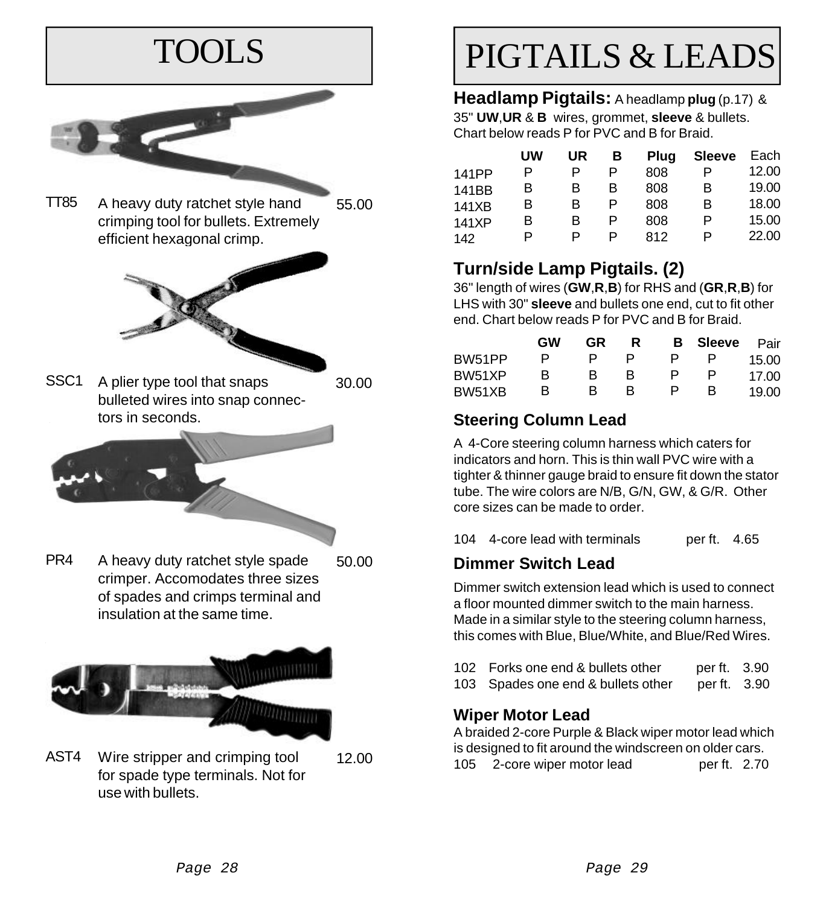# TOOLS

TT85 A heavy duty ratchet style hand crimping tool for bullets. Extremely efficient hexagonal crimp. 55.00

SSC1 A plier type tool that snaps bulleted wires into snap connectors in seconds. 30.00

PR4 A heavy duty ratchet style spade crimper. Accomodates three sizes of spades and crimps terminal and insulation at the same time. 50.00

AST4 Wire stripper and crimping tool for spade type terminals. Not for use with bullets. 12.00

# PIGTAILS & LEADS

**Headlamp Pigtails:** A headlamp **plug** (p.17) & 35" **UW**,**UR** & **B** wires, grommet, **sleeve** & bullets. Chart below reads P for PVC and B for Braid.

| | UW | UR | B | Plug | Sleeve | Each |
|---|---|---|---|---|---|---|
| 141PP | P | P | P | 808 | P | 12.00 |
| 141BB | B | B | B | 808 | B | 19.00 |
| 141XB | B | B | P | 808 | B | 18.00 |
| 141XP | B | B | P | 808 | P | 15.00 |
| 142 | P | P | P | 812 | P | 22.00 |

## Turn/side Lamp Pigtails. (2)

36" length of wires (**GW**,**R**,**B**) for RHS and (**GR**,**R**,**B**) for LHS with 30" **sleeve** and bullets one end, cut to fit other end. Chart below reads P for PVC and B for Braid.

| | GW | GR | R | B | Sleeve | Pair |
|---|---|---|---|---|---|---|
| BW51PP | P | P | P | P | P | 15.00 |
| BW51XP | B | B | B | P | P | 17.00 |
| BW51XB | B | B | B | P | B | 19.00 |

## Steering Column Lead

A 4-Core steering column harness which caters for indicators and horn. This is thin wall PVC wire with a tighter & thinner gauge braid to ensure fit down the stator tube. The wire colors are N/B, G/N, GW, & G/R. Other core sizes can be made to order.

104 4-core lead with terminals per ft. 4.65

## Dimmer Switch Lead

Dimmer switch extension lead which is used to connect a floor mounted dimmer switch to the main harness. Made in a similar style to the steering column harness, this comes with Blue, Blue/White, and Blue/Red Wires.

102 Forks one end & bullets other per ft. 3.90
103 Spades one end & bullets other per ft. 3.90

## Wiper Motor Lead

A braided 2-core Purple & Black wiper motor lead which is designed to fit around the windscreen on older cars.
105 2-core wiper motor lead per ft. 2.70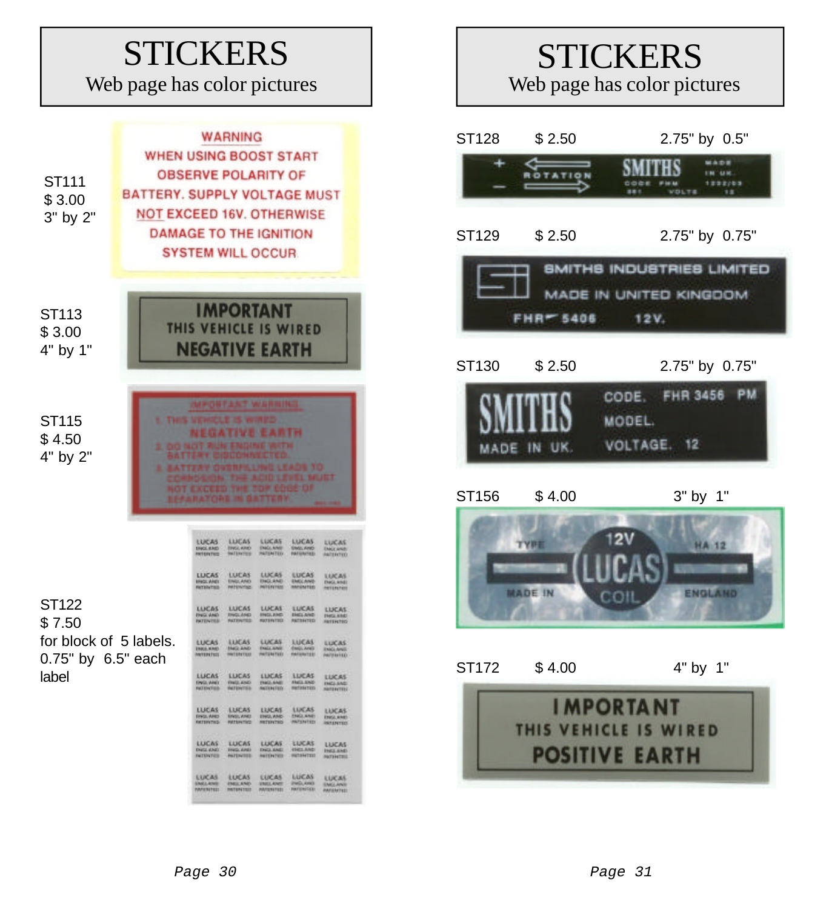# STICKERS

Web page has color pictures

ST111
$ 3.00
3" by 2"

WARNING
WHEN USING BOOST START
OBSERVE POLARITY OF
BATTERY. SUPPLY VOLTAGE MUST
NOT EXCEED 16V. OTHERWISE
DAMAGE TO THE IGNITION
SYSTEM WILL OCCUR

ST113
$ 3.00
4" by 1"

IMPORTANT
THIS VEHICLE IS WIRED
NEGATIVE EARTH

ST115
$ 4.50
4" by 2"

IMPORTANT WARNING
1. THIS VEHICLE IS WIRED
NEGATIVE EARTH
2. DO NOT RUN ENGINE WITH
BATTERY DISCONNECTED.
3. BATTERY OVERFILLING LEADS TO
CORROSION. THE ACID LEVEL MUST
NOT EXCEED THE TOP EDGE OF
SEPARATORS IN BATTERY.

ST122
$ 7.50
for block of 5 labels.
0.75" by 6.5" each
label

# STICKERS

Web page has color pictures

| Part | Price | Size |
|---|---|---|
| ST128 | $ 2.50 | 2.75" by 0.5" |
| ST129 | $ 2.50 | 2.75" by 0.75" |
| ST130 | $ 2.50 | 2.75" by 0.75" |
| ST156 | $ 4.00 | 3" by 1" |
| ST172 | $ 4.00 | 4" by 1" |

ST128: + ROTATION − SMITHS MADE IN UK. CODE FHM 1232/03 361 VOLTS 12

ST129: SMITHS INDUSTRIES LIMITED MADE IN UNITED KINGDOM FHR 5406 12V.

ST130: SMITHS CODE. FHR 3456 PM MODEL. VOLTAGE. 12 MADE IN UK.

ST156: TYPE 12V HA 12 LUCAS COIL MADE IN ENGLAND

ST172:

IMPORTANT
THIS VEHICLE IS WIRED
POSITIVE EARTH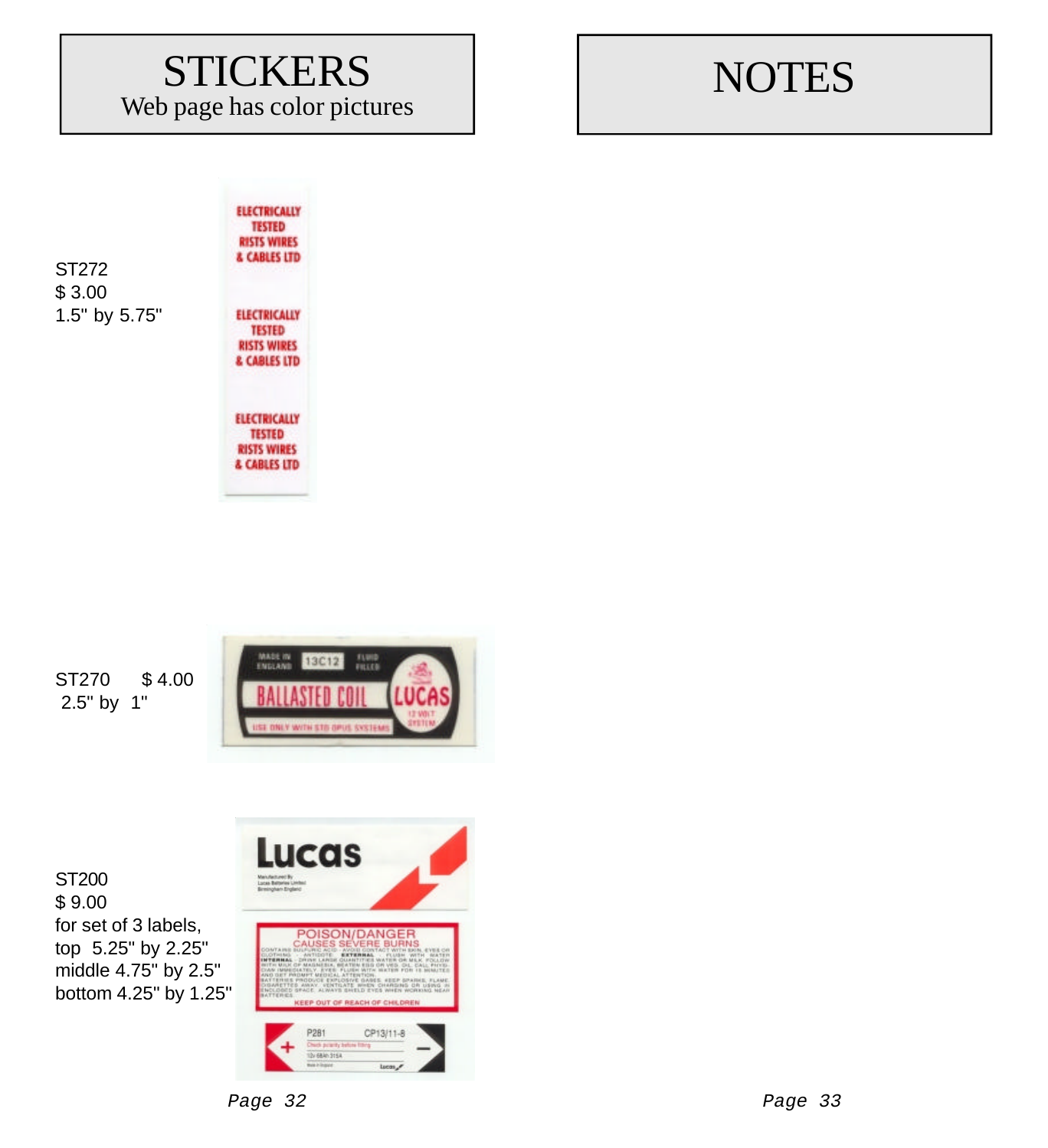# STICKERS

Web page has color pictures

ST272
$ 3.00
1.5" by 5.75"

ST270 $ 4.00
2.5" by 1"

ST200
$ 9.00
for set of 3 labels,
top 5.25" by 2.25"
middle 4.75" by 2.5"
bottom 4.25" by 1.25"

# NOTES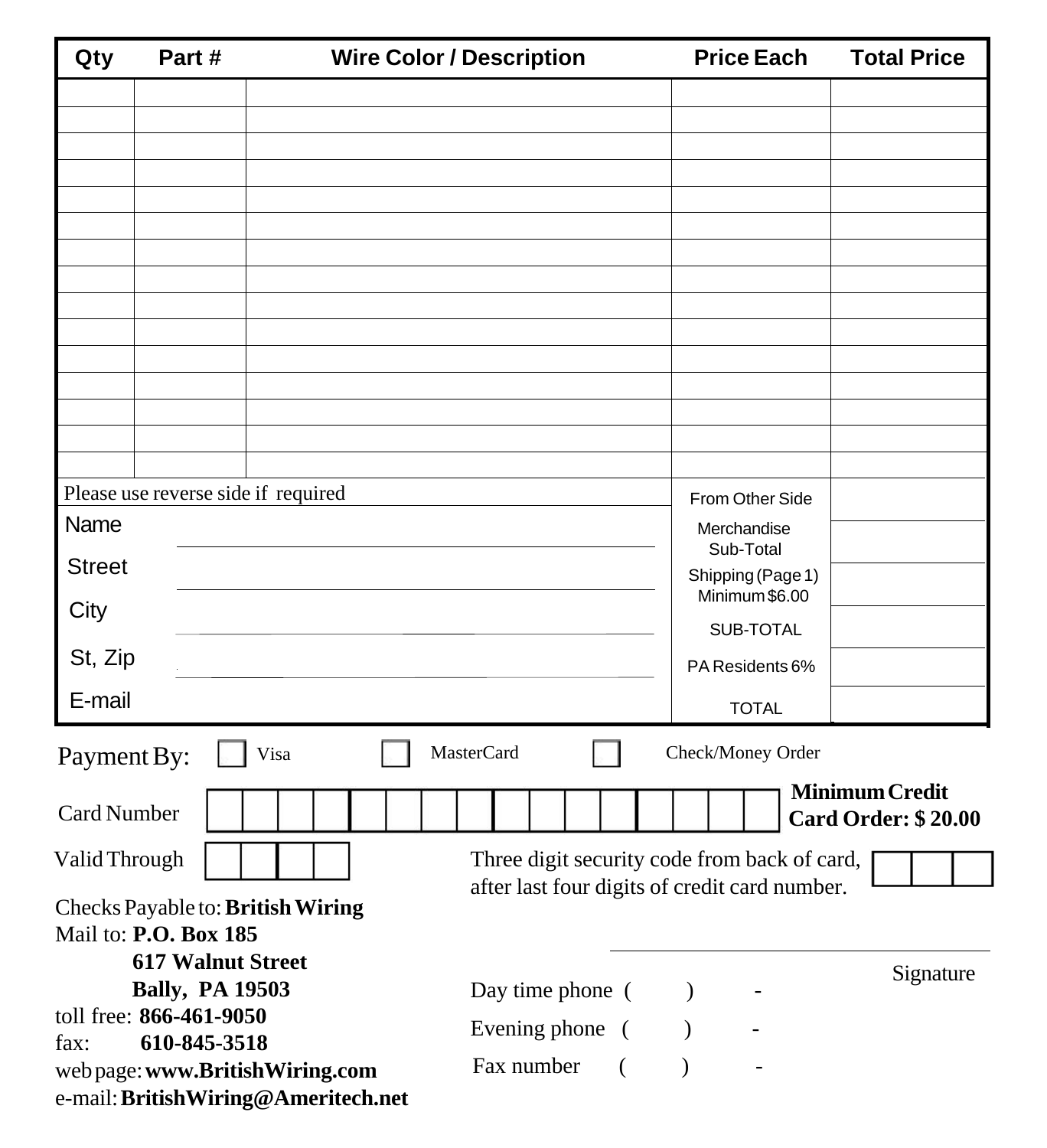| Qty | Part # | Wire Color / Description | Price Each | Total Price |
|---|---|---|---|---|
| | | | | |
| | | | | |
| | | | | |
| | | | | |
| | | | | |
| | | | | |
| | | | | |
| | | | | |
| | | | | |
| | | | | |
| | | | | |
| | | | | |
| | | | | |
| | | | | |
| | | | | |

Please use reverse side if required

| | | |
|---|---|---|
| Name | From Other Side | |
| Street | Merchandise Sub-Total | |
| City | Shipping (Page 1) Minimum $6.00 | |
| St, Zip | SUB-TOTAL | |
| | PA Residents 6% | |
| E-mail | TOTAL | |

Payment By: ☐ Visa ☐ MasterCard ☐ Check/Money Order

Card Number ☐☐☐☐ ☐☐☐☐ ☐☐☐☐ ☐☐☐☐

**Minimum Credit Card Order: $ 20.00**

Valid Through ☐☐☐☐

Three digit security code from back of card, after last four digits of credit card number. ☐☐☐

Checks Payable to: **British Wiring**

Mail to: **P.O. Box 185**
**617 Walnut Street**
**Bally, PA 19503**

toll free: **866-461-9050**

fax: **610-845-3518**

web page: **www.BritishWiring.com**

e-mail: **BritishWiring@Ameritech.net**

Signature ________________________

Day time phone ( ) -

Evening phone ( ) -

Fax number ( ) -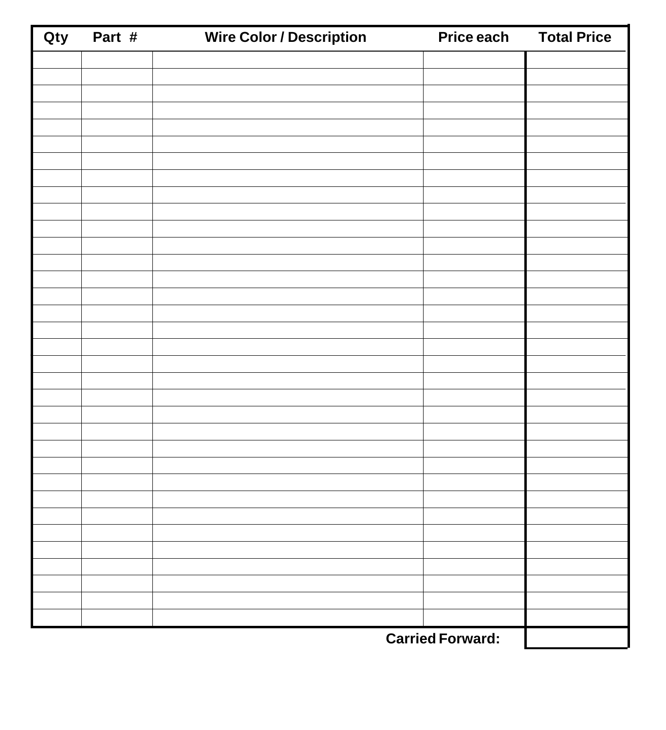| Qty | Part # | Wire Color / Description | Price each | Total Price |
|---|---|---|---|---|
| | | | | |
| | | | | |
| | | | | |
| | | | | |
| | | | | |
| | | | | |
| | | | | |
| | | | | |
| | | | | |
| | | | | |
| | | | | |
| | | | | |
| | | | | |
| | | | | |
| | | | | |
| | | | | |
| | | | | |
| | | | | |
| | | | | |
| | | | | |
| | | | | |
| | | | | |
| | | | | |
| | | | | |
| | | | | |
| | | | | |
| | | | | |
| | | | | |
| | | | | |
| | | | | |
| | | | | |
| | | | | |
| | | | | |
| | | | Carried Forward: | |